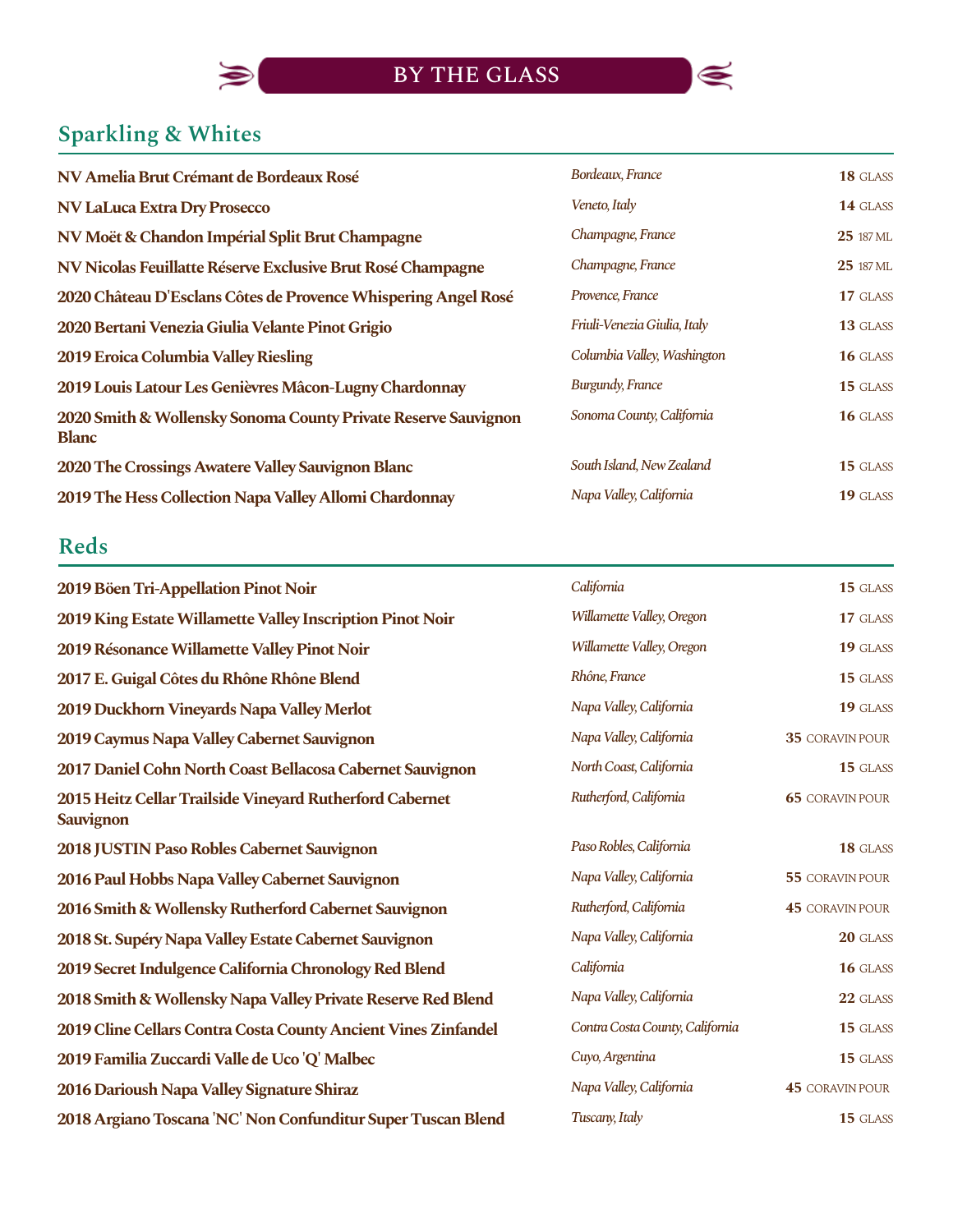# BY THE GLASS

## Sparkling & Whites

| Wine | Region | Price |
|---|---|---|
| **NV Amelia Brut Crémant de Bordeaux Rosé** | *Bordeaux, France* | **18** GLASS |
| **NV LaLuca Extra Dry Prosecco** | *Veneto, Italy* | **14** GLASS |
| **NV Moët & Chandon Impérial Split Brut Champagne** | *Champagne, France* | **25** 187 ML |
| **NV Nicolas Feuillatte Réserve Exclusive Brut Rosé Champagne** | *Champagne, France* | **25** 187 ML |
| **2020 Château D'Esclans Côtes de Provence Whispering Angel Rosé** | *Provence, France* | **17** GLASS |
| **2020 Bertani Venezia Giulia Velante Pinot Grigio** | *Friuli-Venezia Giulia, Italy* | **13** GLASS |
| **2019 Eroica Columbia Valley Riesling** | *Columbia Valley, Washington* | **16** GLASS |
| **2019 Louis Latour Les Genièvres Mâcon-Lugny Chardonnay** | *Burgundy, France* | **15** GLASS |
| **2020 Smith & Wollensky Sonoma County Private Reserve Sauvignon Blanc** | *Sonoma County, California* | **16** GLASS |
| **2020 The Crossings Awatere Valley Sauvignon Blanc** | *South Island, New Zealand* | **15** GLASS |
| **2019 The Hess Collection Napa Valley Allomi Chardonnay** | *Napa Valley, California* | **19** GLASS |

## Reds

| Wine | Region | Price |
|---|---|---|
| **2019 Böen Tri-Appellation Pinot Noir** | *California* | **15** GLASS |
| **2019 King Estate Willamette Valley Inscription Pinot Noir** | *Willamette Valley, Oregon* | **17** GLASS |
| **2019 Résonance Willamette Valley Pinot Noir** | *Willamette Valley, Oregon* | **19** GLASS |
| **2017 E. Guigal Côtes du Rhône Rhône Blend** | *Rhône, France* | **15** GLASS |
| **2019 Duckhorn Vineyards Napa Valley Merlot** | *Napa Valley, California* | **19** GLASS |
| **2019 Caymus Napa Valley Cabernet Sauvignon** | *Napa Valley, California* | **35** CORAVIN POUR |
| **2017 Daniel Cohn North Coast Bellacosa Cabernet Sauvignon** | *North Coast, California* | **15** GLASS |
| **2015 Heitz Cellar Trailside Vineyard Rutherford Cabernet Sauvignon** | *Rutherford, California* | **65** CORAVIN POUR |
| **2018 JUSTIN Paso Robles Cabernet Sauvignon** | *Paso Robles, California* | **18** GLASS |
| **2016 Paul Hobbs Napa Valley Cabernet Sauvignon** | *Napa Valley, California* | **55** CORAVIN POUR |
| **2016 Smith & Wollensky Rutherford Cabernet Sauvignon** | *Rutherford, California* | **45** CORAVIN POUR |
| **2018 St. Supéry Napa Valley Estate Cabernet Sauvignon** | *Napa Valley, California* | **20** GLASS |
| **2019 Secret Indulgence California Chronology Red Blend** | *California* | **16** GLASS |
| **2018 Smith & Wollensky Napa Valley Private Reserve Red Blend** | *Napa Valley, California* | **22** GLASS |
| **2019 Cline Cellars Contra Costa County Ancient Vines Zinfandel** | *Contra Costa County, California* | **15** GLASS |
| **2019 Familia Zuccardi Valle de Uco 'Q' Malbec** | *Cuyo, Argentina* | **15** GLASS |
| **2016 Darioush Napa Valley Signature Shiraz** | *Napa Valley, California* | **45** CORAVIN POUR |
| **2018 Argiano Toscana 'NC' Non Confunditur Super Tuscan Blend** | *Tuscany, Italy* | **15** GLASS |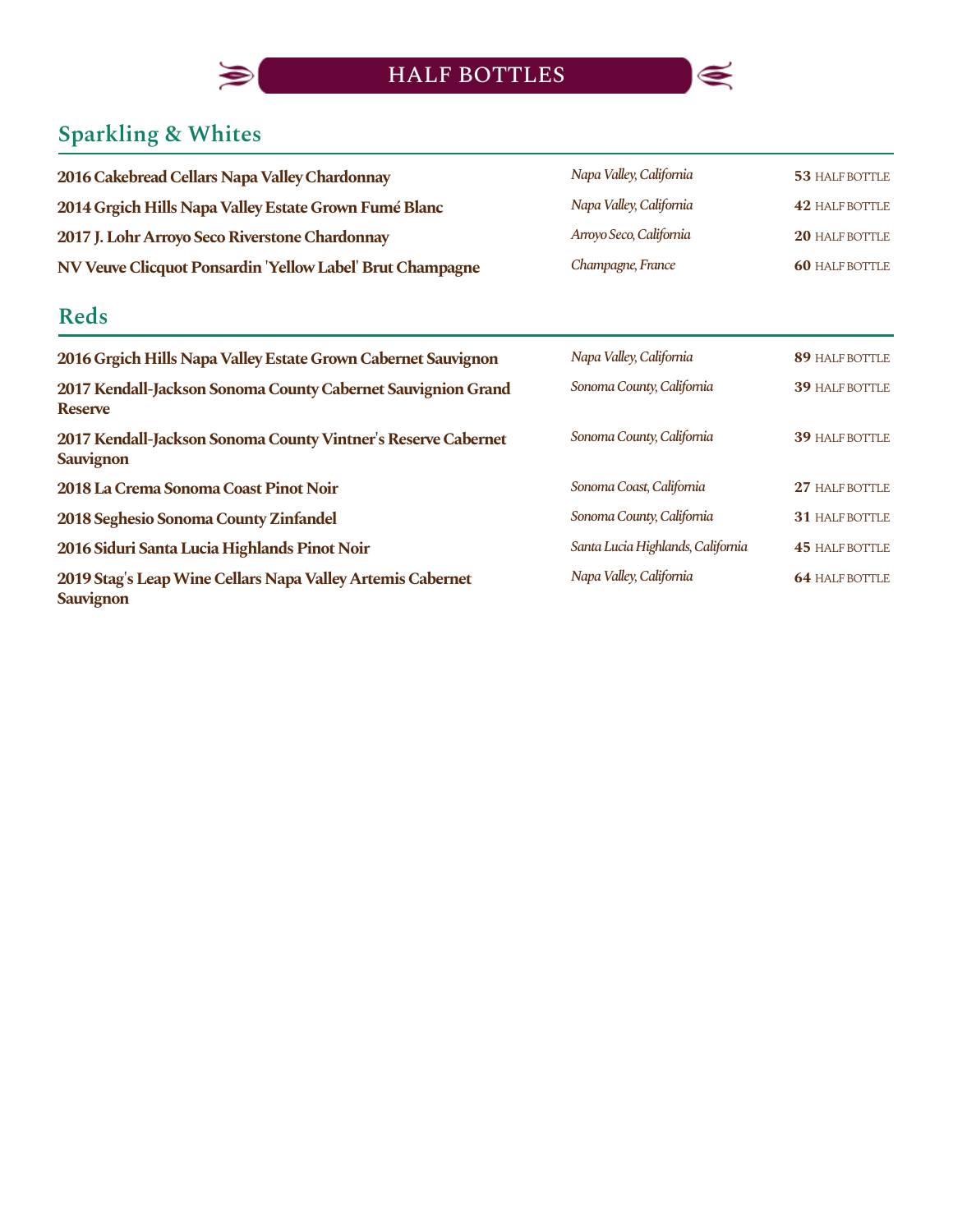# HALF BOTTLES

## Sparkling & Whites

| Wine | Region | Price |
|---|---|---|
| **2016 Cakebread Cellars Napa Valley Chardonnay** | *Napa Valley, California* | **53** HALF BOTTLE |
| **2014 Grgich Hills Napa Valley Estate Grown Fumé Blanc** | *Napa Valley, California* | **42** HALF BOTTLE |
| **2017 J. Lohr Arroyo Seco Riverstone Chardonnay** | *Arroyo Seco, California* | **20** HALF BOTTLE |
| **NV Veuve Clicquot Ponsardin 'Yellow Label' Brut Champagne** | *Champagne, France* | **60** HALF BOTTLE |

## Reds

| Wine | Region | Price |
|---|---|---|
| **2016 Grgich Hills Napa Valley Estate Grown Cabernet Sauvignon** | *Napa Valley, California* | **89** HALF BOTTLE |
| **2017 Kendall-Jackson Sonoma County Cabernet Sauvignion Grand Reserve** | *Sonoma County, California* | **39** HALF BOTTLE |
| **2017 Kendall-Jackson Sonoma County Vintner's Reserve Cabernet Sauvignon** | *Sonoma County, California* | **39** HALF BOTTLE |
| **2018 La Crema Sonoma Coast Pinot Noir** | *Sonoma Coast, California* | **27** HALF BOTTLE |
| **2018 Seghesio Sonoma County Zinfandel** | *Sonoma County, California* | **31** HALF BOTTLE |
| **2016 Siduri Santa Lucia Highlands Pinot Noir** | *Santa Lucia Highlands, California* | **45** HALF BOTTLE |
| **2019 Stag's Leap Wine Cellars Napa Valley Artemis Cabernet Sauvignon** | *Napa Valley, California* | **64** HALF BOTTLE |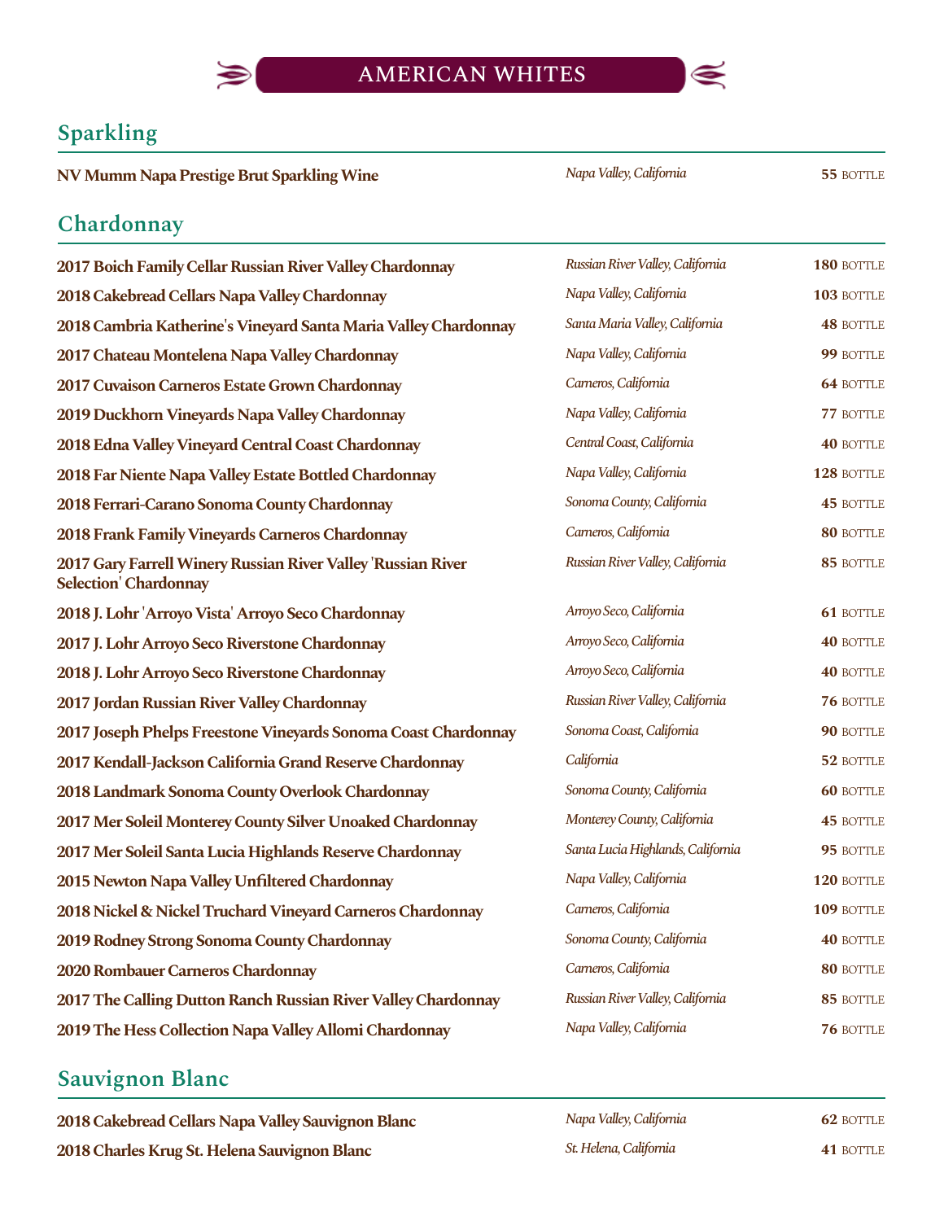# AMERICAN WHITES

## Sparkling

| | | |
|---|---|---|
| **NV Mumm Napa Prestige Brut Sparkling Wine** | *Napa Valley, California* | **55** BOTTLE |

## Chardonnay

| | | |
|---|---|---|
| **2017 Boich Family Cellar Russian River Valley Chardonnay** | *Russian River Valley, California* | **180** BOTTLE |
| **2018 Cakebread Cellars Napa Valley Chardonnay** | *Napa Valley, California* | **103** BOTTLE |
| **2018 Cambria Katherine's Vineyard Santa Maria Valley Chardonnay** | *Santa Maria Valley, California* | **48** BOTTLE |
| **2017 Chateau Montelena Napa Valley Chardonnay** | *Napa Valley, California* | **99** BOTTLE |
| **2017 Cuvaison Carneros Estate Grown Chardonnay** | *Carneros, California* | **64** BOTTLE |
| **2019 Duckhorn Vineyards Napa Valley Chardonnay** | *Napa Valley, California* | **77** BOTTLE |
| **2018 Edna Valley Vineyard Central Coast Chardonnay** | *Central Coast, California* | **40** BOTTLE |
| **2018 Far Niente Napa Valley Estate Bottled Chardonnay** | *Napa Valley, California* | **128** BOTTLE |
| **2018 Ferrari-Carano Sonoma County Chardonnay** | *Sonoma County, California* | **45** BOTTLE |
| **2018 Frank Family Vineyards Carneros Chardonnay** | *Carneros, California* | **80** BOTTLE |
| **2017 Gary Farrell Winery Russian River Valley 'Russian River Selection' Chardonnay** | *Russian River Valley, California* | **85** BOTTLE |
| **2018 J. Lohr 'Arroyo Vista' Arroyo Seco Chardonnay** | *Arroyo Seco, California* | **61** BOTTLE |
| **2017 J. Lohr Arroyo Seco Riverstone Chardonnay** | *Arroyo Seco, California* | **40** BOTTLE |
| **2018 J. Lohr Arroyo Seco Riverstone Chardonnay** | *Arroyo Seco, California* | **40** BOTTLE |
| **2017 Jordan Russian River Valley Chardonnay** | *Russian River Valley, California* | **76** BOTTLE |
| **2017 Joseph Phelps Freestone Vineyards Sonoma Coast Chardonnay** | *Sonoma Coast, California* | **90** BOTTLE |
| **2017 Kendall-Jackson California Grand Reserve Chardonnay** | *California* | **52** BOTTLE |
| **2018 Landmark Sonoma County Overlook Chardonnay** | *Sonoma County, California* | **60** BOTTLE |
| **2017 Mer Soleil Monterey County Silver Unoaked Chardonnay** | *Monterey County, California* | **45** BOTTLE |
| **2017 Mer Soleil Santa Lucia Highlands Reserve Chardonnay** | *Santa Lucia Highlands, California* | **95** BOTTLE |
| **2015 Newton Napa Valley Unfiltered Chardonnay** | *Napa Valley, California* | **120** BOTTLE |
| **2018 Nickel & Nickel Truchard Vineyard Carneros Chardonnay** | *Carneros, California* | **109** BOTTLE |
| **2019 Rodney Strong Sonoma County Chardonnay** | *Sonoma County, California* | **40** BOTTLE |
| **2020 Rombauer Carneros Chardonnay** | *Carneros, California* | **80** BOTTLE |
| **2017 The Calling Dutton Ranch Russian River Valley Chardonnay** | *Russian River Valley, California* | **85** BOTTLE |
| **2019 The Hess Collection Napa Valley Allomi Chardonnay** | *Napa Valley, California* | **76** BOTTLE |

## Sauvignon Blanc

| | | |
|---|---|---|
| **2018 Cakebread Cellars Napa Valley Sauvignon Blanc** | *Napa Valley, California* | **62** BOTTLE |
| **2018 Charles Krug St. Helena Sauvignon Blanc** | *St. Helena, California* | **41** BOTTLE |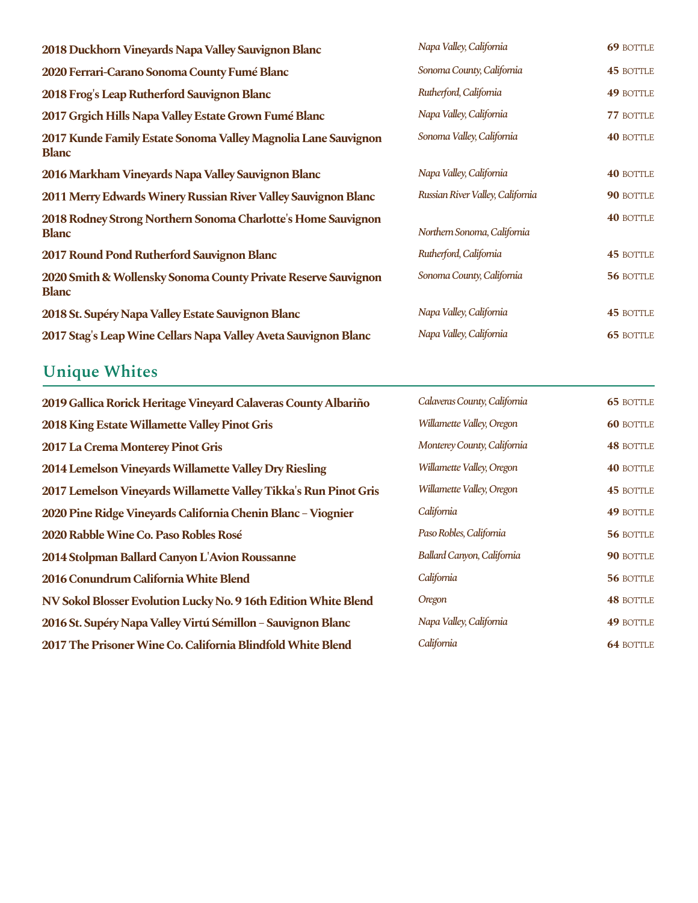| | | |
|---|---|---|
| **2018 Duckhorn Vineyards Napa Valley Sauvignon Blanc** | *Napa Valley, California* | **69** BOTTLE |
| **2020 Ferrari-Carano Sonoma County Fumé Blanc** | *Sonoma County, California* | **45** BOTTLE |
| **2018 Frog's Leap Rutherford Sauvignon Blanc** | *Rutherford, California* | **49** BOTTLE |
| **2017 Grgich Hills Napa Valley Estate Grown Fumé Blanc** | *Napa Valley, California* | **77** BOTTLE |
| **2017 Kunde Family Estate Sonoma Valley Magnolia Lane Sauvignon Blanc** | *Sonoma Valley, California* | **40** BOTTLE |
| **2016 Markham Vineyards Napa Valley Sauvignon Blanc** | *Napa Valley, California* | **40** BOTTLE |
| **2011 Merry Edwards Winery Russian River Valley Sauvignon Blanc** | *Russian River Valley, California* | **90** BOTTLE |
| **2018 Rodney Strong Northern Sonoma Charlotte's Home Sauvignon Blanc** | *Northern Sonoma, California* | **40** BOTTLE |
| **2017 Round Pond Rutherford Sauvignon Blanc** | *Rutherford, California* | **45** BOTTLE |
| **2020 Smith & Wollensky Sonoma County Private Reserve Sauvignon Blanc** | *Sonoma County, California* | **56** BOTTLE |
| **2018 St. Supéry Napa Valley Estate Sauvignon Blanc** | *Napa Valley, California* | **45** BOTTLE |
| **2017 Stag's Leap Wine Cellars Napa Valley Aveta Sauvignon Blanc** | *Napa Valley, California* | **65** BOTTLE |

## Unique Whites

| | | |
|---|---|---|
| **2019 Gallica Rorick Heritage Vineyard Calaveras County Albariño** | *Calaveras County, California* | **65** BOTTLE |
| **2018 King Estate Willamette Valley Pinot Gris** | *Willamette Valley, Oregon* | **60** BOTTLE |
| **2017 La Crema Monterey Pinot Gris** | *Monterey County, California* | **48** BOTTLE |
| **2014 Lemelson Vineyards Willamette Valley Dry Riesling** | *Willamette Valley, Oregon* | **40** BOTTLE |
| **2017 Lemelson Vineyards Willamette Valley Tikka's Run Pinot Gris** | *Willamette Valley, Oregon* | **45** BOTTLE |
| **2020 Pine Ridge Vineyards California Chenin Blanc – Viognier** | *California* | **49** BOTTLE |
| **2020 Rabble Wine Co. Paso Robles Rosé** | *Paso Robles, California* | **56** BOTTLE |
| **2014 Stolpman Ballard Canyon L'Avion Roussanne** | *Ballard Canyon, California* | **90** BOTTLE |
| **2016 Conundrum California White Blend** | *California* | **56** BOTTLE |
| **NV Sokol Blosser Evolution Lucky No. 9 16th Edition White Blend** | *Oregon* | **48** BOTTLE |
| **2016 St. Supéry Napa Valley Virtú Sémillon – Sauvignon Blanc** | *Napa Valley, California* | **49** BOTTLE |
| **2017 The Prisoner Wine Co. California Blindfold White Blend** | *California* | **64** BOTTLE |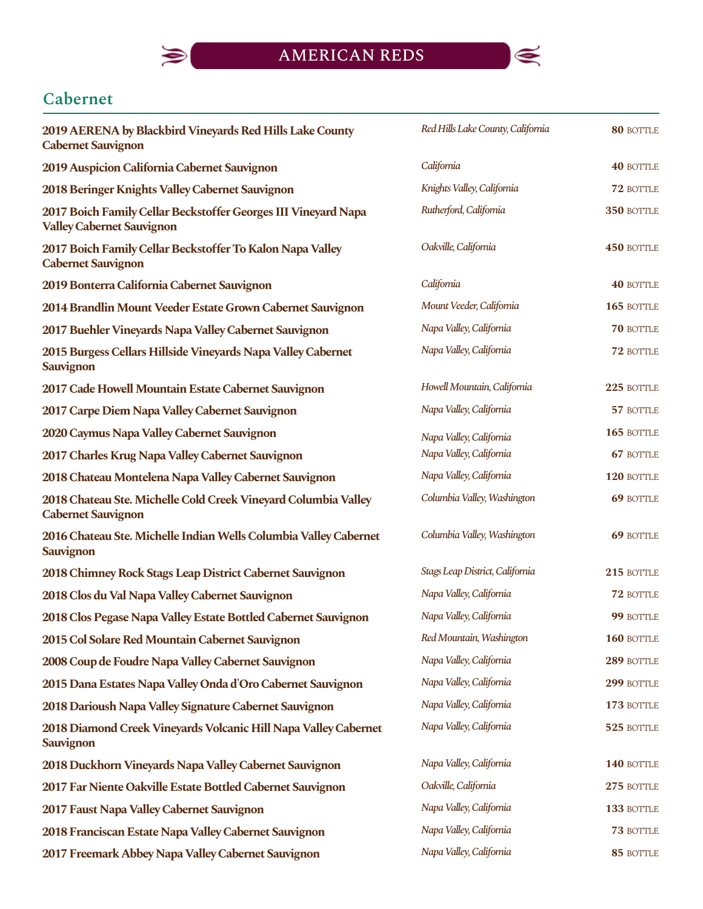# AMERICAN REDS

## Cabernet

| Wine | Region | Price |
|---|---|---|
| **2019 AERENA by Blackbird Vineyards Red Hills Lake County Cabernet Sauvignon** | *Red Hills Lake County, California* | **80** BOTTLE |
| **2019 Auspicion California Cabernet Sauvignon** | *California* | **40** BOTTLE |
| **2018 Beringer Knights Valley Cabernet Sauvignon** | *Knights Valley, California* | **72** BOTTLE |
| **2017 Boich Family Cellar Beckstoffer Georges III Vineyard Napa Valley Cabernet Sauvignon** | *Rutherford, California* | **350** BOTTLE |
| **2017 Boich Family Cellar Beckstoffer To Kalon Napa Valley Cabernet Sauvignon** | *Oakville, California* | **450** BOTTLE |
| **2019 Bonterra California Cabernet Sauvignon** | *California* | **40** BOTTLE |
| **2014 Brandlin Mount Veeder Estate Grown Cabernet Sauvignon** | *Mount Veeder, California* | **165** BOTTLE |
| **2017 Buehler Vineyards Napa Valley Cabernet Sauvignon** | *Napa Valley, California* | **70** BOTTLE |
| **2015 Burgess Cellars Hillside Vineyards Napa Valley Cabernet Sauvignon** | *Napa Valley, California* | **72** BOTTLE |
| **2017 Cade Howell Mountain Estate Cabernet Sauvignon** | *Howell Mountain, California* | **225** BOTTLE |
| **2017 Carpe Diem Napa Valley Cabernet Sauvignon** | *Napa Valley, California* | **57** BOTTLE |
| **2020 Caymus Napa Valley Cabernet Sauvignon** | *Napa Valley, California* | **165** BOTTLE |
| **2017 Charles Krug Napa Valley Cabernet Sauvignon** | *Napa Valley, California* | **67** BOTTLE |
| **2018 Chateau Montelena Napa Valley Cabernet Sauvignon** | *Napa Valley, California* | **120** BOTTLE |
| **2018 Chateau Ste. Michelle Cold Creek Vineyard Columbia Valley Cabernet Sauvignon** | *Columbia Valley, Washington* | **69** BOTTLE |
| **2016 Chateau Ste. Michelle Indian Wells Columbia Valley Cabernet Sauvignon** | *Columbia Valley, Washington* | **69** BOTTLE |
| **2018 Chimney Rock Stags Leap District Cabernet Sauvignon** | *Stags Leap District, California* | **215** BOTTLE |
| **2018 Clos du Val Napa Valley Cabernet Sauvignon** | *Napa Valley, California* | **72** BOTTLE |
| **2018 Clos Pegase Napa Valley Estate Bottled Cabernet Sauvignon** | *Napa Valley, California* | **99** BOTTLE |
| **2015 Col Solare Red Mountain Cabernet Sauvignon** | *Red Mountain, Washington* | **160** BOTTLE |
| **2008 Coup de Foudre Napa Valley Cabernet Sauvignon** | *Napa Valley, California* | **289** BOTTLE |
| **2015 Dana Estates Napa Valley Onda d'Oro Cabernet Sauvignon** | *Napa Valley, California* | **299** BOTTLE |
| **2018 Darioush Napa Valley Signature Cabernet Sauvignon** | *Napa Valley, California* | **173** BOTTLE |
| **2018 Diamond Creek Vineyards Volcanic Hill Napa Valley Cabernet Sauvignon** | *Napa Valley, California* | **525** BOTTLE |
| **2018 Duckhorn Vineyards Napa Valley Cabernet Sauvignon** | *Napa Valley, California* | **140** BOTTLE |
| **2017 Far Niente Oakville Estate Bottled Cabernet Sauvignon** | *Oakville, California* | **275** BOTTLE |
| **2017 Faust Napa Valley Cabernet Sauvignon** | *Napa Valley, California* | **133** BOTTLE |
| **2018 Franciscan Estate Napa Valley Cabernet Sauvignon** | *Napa Valley, California* | **73** BOTTLE |
| **2017 Freemark Abbey Napa Valley Cabernet Sauvignon** | *Napa Valley, California* | **85** BOTTLE |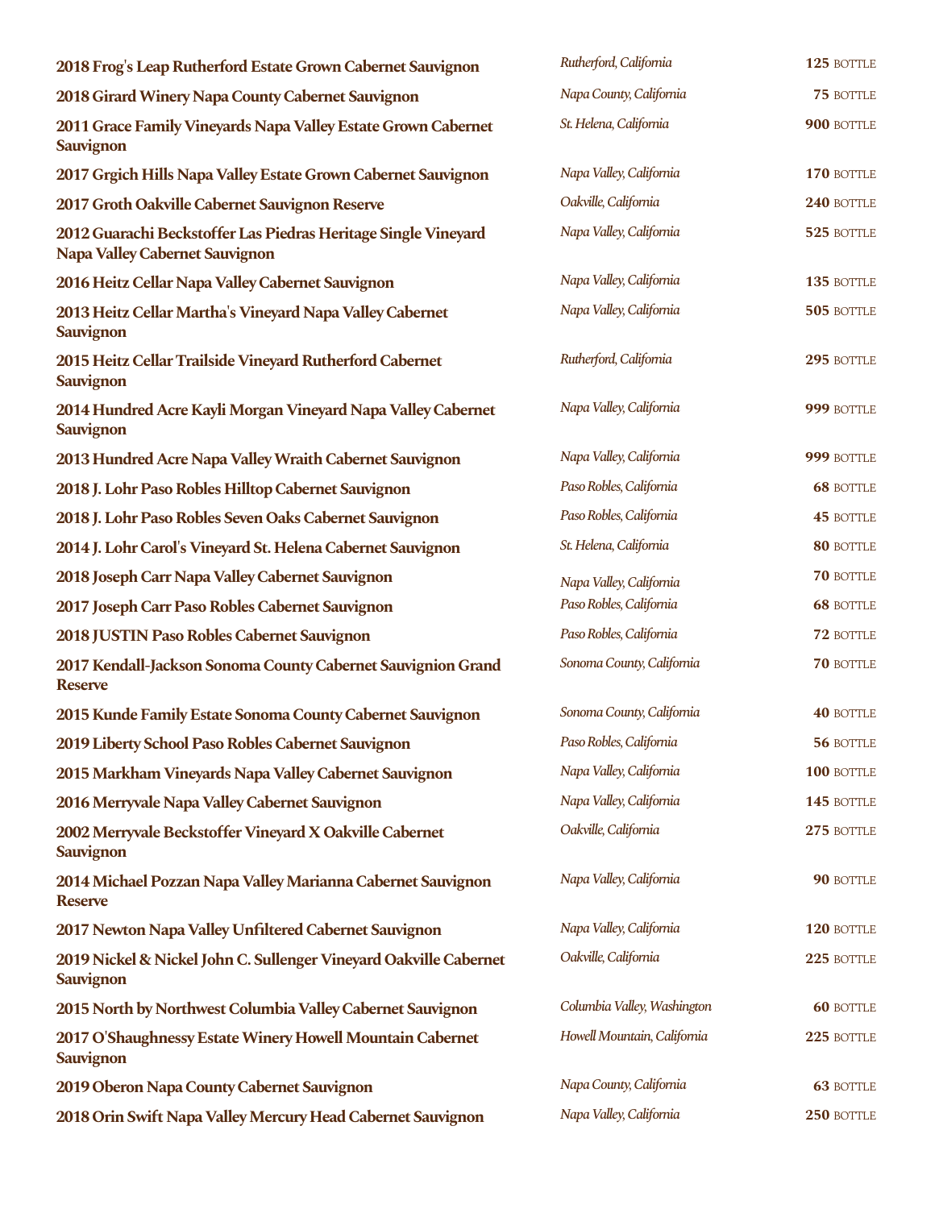| | | |
|---|---|---|
| **2018 Frog's Leap Rutherford Estate Grown Cabernet Sauvignon** | *Rutherford, California* | **125** BOTTLE |
| **2018 Girard Winery Napa County Cabernet Sauvignon** | *Napa County, California* | **75** BOTTLE |
| **2011 Grace Family Vineyards Napa Valley Estate Grown Cabernet Sauvignon** | *St. Helena, California* | **900** BOTTLE |
| **2017 Grgich Hills Napa Valley Estate Grown Cabernet Sauvignon** | *Napa Valley, California* | **170** BOTTLE |
| **2017 Groth Oakville Cabernet Sauvignon Reserve** | *Oakville, California* | **240** BOTTLE |
| **2012 Guarachi Beckstoffer Las Piedras Heritage Single Vineyard Napa Valley Cabernet Sauvignon** | *Napa Valley, California* | **525** BOTTLE |
| **2016 Heitz Cellar Napa Valley Cabernet Sauvignon** | *Napa Valley, California* | **135** BOTTLE |
| **2013 Heitz Cellar Martha's Vineyard Napa Valley Cabernet Sauvignon** | *Napa Valley, California* | **505** BOTTLE |
| **2015 Heitz Cellar Trailside Vineyard Rutherford Cabernet Sauvignon** | *Rutherford, California* | **295** BOTTLE |
| **2014 Hundred Acre Kayli Morgan Vineyard Napa Valley Cabernet Sauvignon** | *Napa Valley, California* | **999** BOTTLE |
| **2013 Hundred Acre Napa Valley Wraith Cabernet Sauvignon** | *Napa Valley, California* | **999** BOTTLE |
| **2018 J. Lohr Paso Robles Hilltop Cabernet Sauvignon** | *Paso Robles, California* | **68** BOTTLE |
| **2018 J. Lohr Paso Robles Seven Oaks Cabernet Sauvignon** | *Paso Robles, California* | **45** BOTTLE |
| **2014 J. Lohr Carol's Vineyard St. Helena Cabernet Sauvignon** | *St. Helena, California* | **80** BOTTLE |
| **2018 Joseph Carr Napa Valley Cabernet Sauvignon** | *Napa Valley, California* | **70** BOTTLE |
| **2017 Joseph Carr Paso Robles Cabernet Sauvignon** | *Paso Robles, California* | **68** BOTTLE |
| **2018 JUSTIN Paso Robles Cabernet Sauvignon** | *Paso Robles, California* | **72** BOTTLE |
| **2017 Kendall-Jackson Sonoma County Cabernet Sauvignion Grand Reserve** | *Sonoma County, California* | **70** BOTTLE |
| **2015 Kunde Family Estate Sonoma County Cabernet Sauvignon** | *Sonoma County, California* | **40** BOTTLE |
| **2019 Liberty School Paso Robles Cabernet Sauvignon** | *Paso Robles, California* | **56** BOTTLE |
| **2015 Markham Vineyards Napa Valley Cabernet Sauvignon** | *Napa Valley, California* | **100** BOTTLE |
| **2016 Merryvale Napa Valley Cabernet Sauvignon** | *Napa Valley, California* | **145** BOTTLE |
| **2002 Merryvale Beckstoffer Vineyard X Oakville Cabernet Sauvignon** | *Oakville, California* | **275** BOTTLE |
| **2014 Michael Pozzan Napa Valley Marianna Cabernet Sauvignon Reserve** | *Napa Valley, California* | **90** BOTTLE |
| **2017 Newton Napa Valley Unfiltered Cabernet Sauvignon** | *Napa Valley, California* | **120** BOTTLE |
| **2019 Nickel & Nickel John C. Sullenger Vineyard Oakville Cabernet Sauvignon** | *Oakville, California* | **225** BOTTLE |
| **2015 North by Northwest Columbia Valley Cabernet Sauvignon** | *Columbia Valley, Washington* | **60** BOTTLE |
| **2017 O'Shaughnessy Estate Winery Howell Mountain Cabernet Sauvignon** | *Howell Mountain, California* | **225** BOTTLE |
| **2019 Oberon Napa County Cabernet Sauvignon** | *Napa County, California* | **63** BOTTLE |
| **2018 Orin Swift Napa Valley Mercury Head Cabernet Sauvignon** | *Napa Valley, California* | **250** BOTTLE |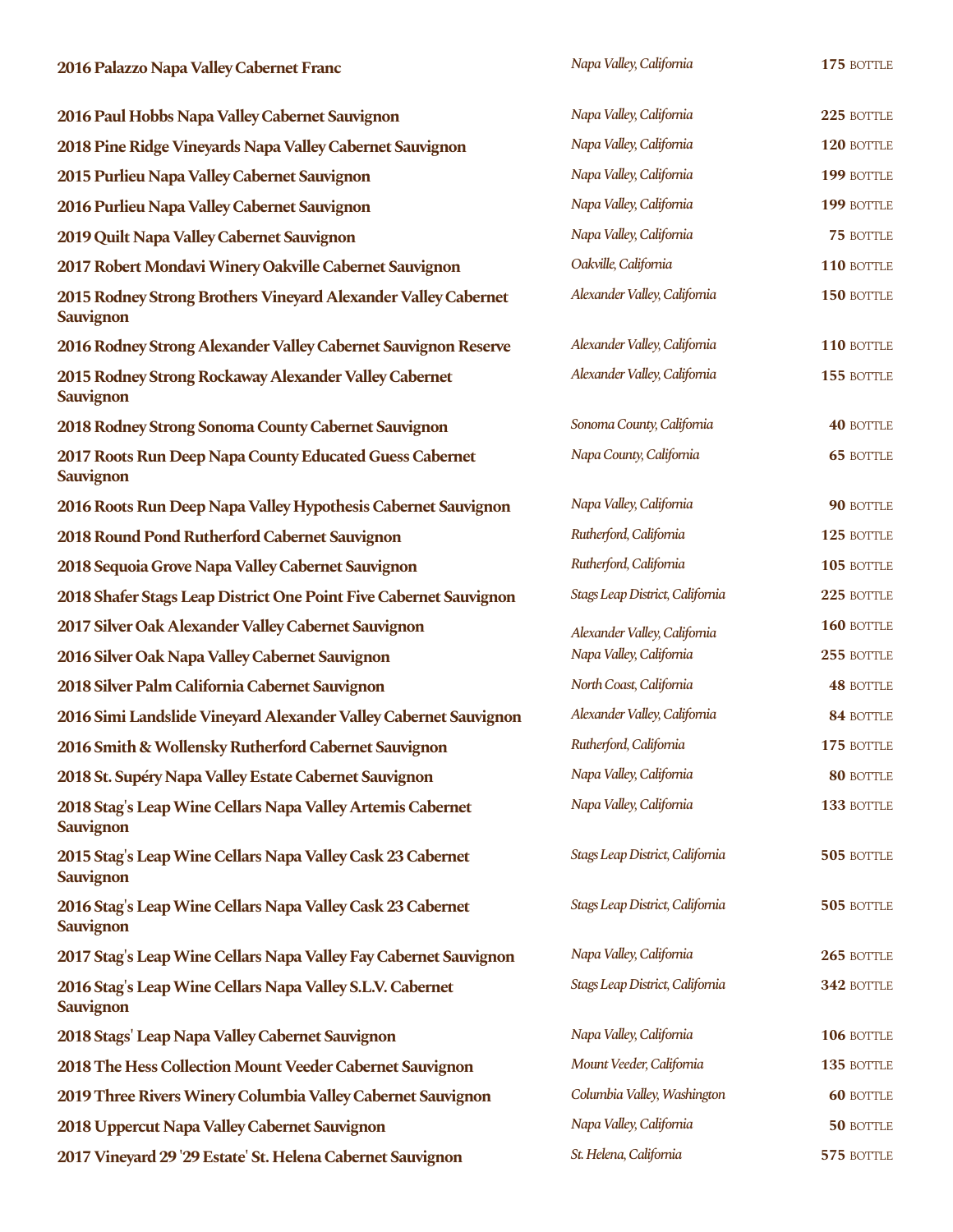| Wine | Region | Price |
|---|---|---|
| **2016 Palazzo Napa Valley Cabernet Franc** | *Napa Valley, California* | **175** BOTTLE |
| **2016 Paul Hobbs Napa Valley Cabernet Sauvignon** | *Napa Valley, California* | **225** BOTTLE |
| **2018 Pine Ridge Vineyards Napa Valley Cabernet Sauvignon** | *Napa Valley, California* | **120** BOTTLE |
| **2015 Purlieu Napa Valley Cabernet Sauvignon** | *Napa Valley, California* | **199** BOTTLE |
| **2016 Purlieu Napa Valley Cabernet Sauvignon** | *Napa Valley, California* | **199** BOTTLE |
| **2019 Quilt Napa Valley Cabernet Sauvignon** | *Napa Valley, California* | **75** BOTTLE |
| **2017 Robert Mondavi Winery Oakville Cabernet Sauvignon** | *Oakville, California* | **110** BOTTLE |
| **2015 Rodney Strong Brothers Vineyard Alexander Valley Cabernet Sauvignon** | *Alexander Valley, California* | **150** BOTTLE |
| **2016 Rodney Strong Alexander Valley Cabernet Sauvignon Reserve** | *Alexander Valley, California* | **110** BOTTLE |
| **2015 Rodney Strong Rockaway Alexander Valley Cabernet Sauvignon** | *Alexander Valley, California* | **155** BOTTLE |
| **2018 Rodney Strong Sonoma County Cabernet Sauvignon** | *Sonoma County, California* | **40** BOTTLE |
| **2017 Roots Run Deep Napa County Educated Guess Cabernet Sauvignon** | *Napa County, California* | **65** BOTTLE |
| **2016 Roots Run Deep Napa Valley Hypothesis Cabernet Sauvignon** | *Napa Valley, California* | **90** BOTTLE |
| **2018 Round Pond Rutherford Cabernet Sauvignon** | *Rutherford, California* | **125** BOTTLE |
| **2018 Sequoia Grove Napa Valley Cabernet Sauvignon** | *Rutherford, California* | **105** BOTTLE |
| **2018 Shafer Stags Leap District One Point Five Cabernet Sauvignon** | *Stags Leap District, California* | **225** BOTTLE |
| **2017 Silver Oak Alexander Valley Cabernet Sauvignon** | *Alexander Valley, California* | **160** BOTTLE |
| **2016 Silver Oak Napa Valley Cabernet Sauvignon** | *Napa Valley, California* | **255** BOTTLE |
| **2018 Silver Palm California Cabernet Sauvignon** | *North Coast, California* | **48** BOTTLE |
| **2016 Simi Landslide Vineyard Alexander Valley Cabernet Sauvignon** | *Alexander Valley, California* | **84** BOTTLE |
| **2016 Smith & Wollensky Rutherford Cabernet Sauvignon** | *Rutherford, California* | **175** BOTTLE |
| **2018 St. Supéry Napa Valley Estate Cabernet Sauvignon** | *Napa Valley, California* | **80** BOTTLE |
| **2018 Stag's Leap Wine Cellars Napa Valley Artemis Cabernet Sauvignon** | *Napa Valley, California* | **133** BOTTLE |
| **2015 Stag's Leap Wine Cellars Napa Valley Cask 23 Cabernet Sauvignon** | *Stags Leap District, California* | **505** BOTTLE |
| **2016 Stag's Leap Wine Cellars Napa Valley Cask 23 Cabernet Sauvignon** | *Stags Leap District, California* | **505** BOTTLE |
| **2017 Stag's Leap Wine Cellars Napa Valley Fay Cabernet Sauvignon** | *Napa Valley, California* | **265** BOTTLE |
| **2016 Stag's Leap Wine Cellars Napa Valley S.L.V. Cabernet Sauvignon** | *Stags Leap District, California* | **342** BOTTLE |
| **2018 Stags' Leap Napa Valley Cabernet Sauvignon** | *Napa Valley, California* | **106** BOTTLE |
| **2018 The Hess Collection Mount Veeder Cabernet Sauvignon** | *Mount Veeder, California* | **135** BOTTLE |
| **2019 Three Rivers Winery Columbia Valley Cabernet Sauvignon** | *Columbia Valley, Washington* | **60** BOTTLE |
| **2018 Uppercut Napa Valley Cabernet Sauvignon** | *Napa Valley, California* | **50** BOTTLE |
| **2017 Vineyard 29 '29 Estate' St. Helena Cabernet Sauvignon** | *St. Helena, California* | **575** BOTTLE |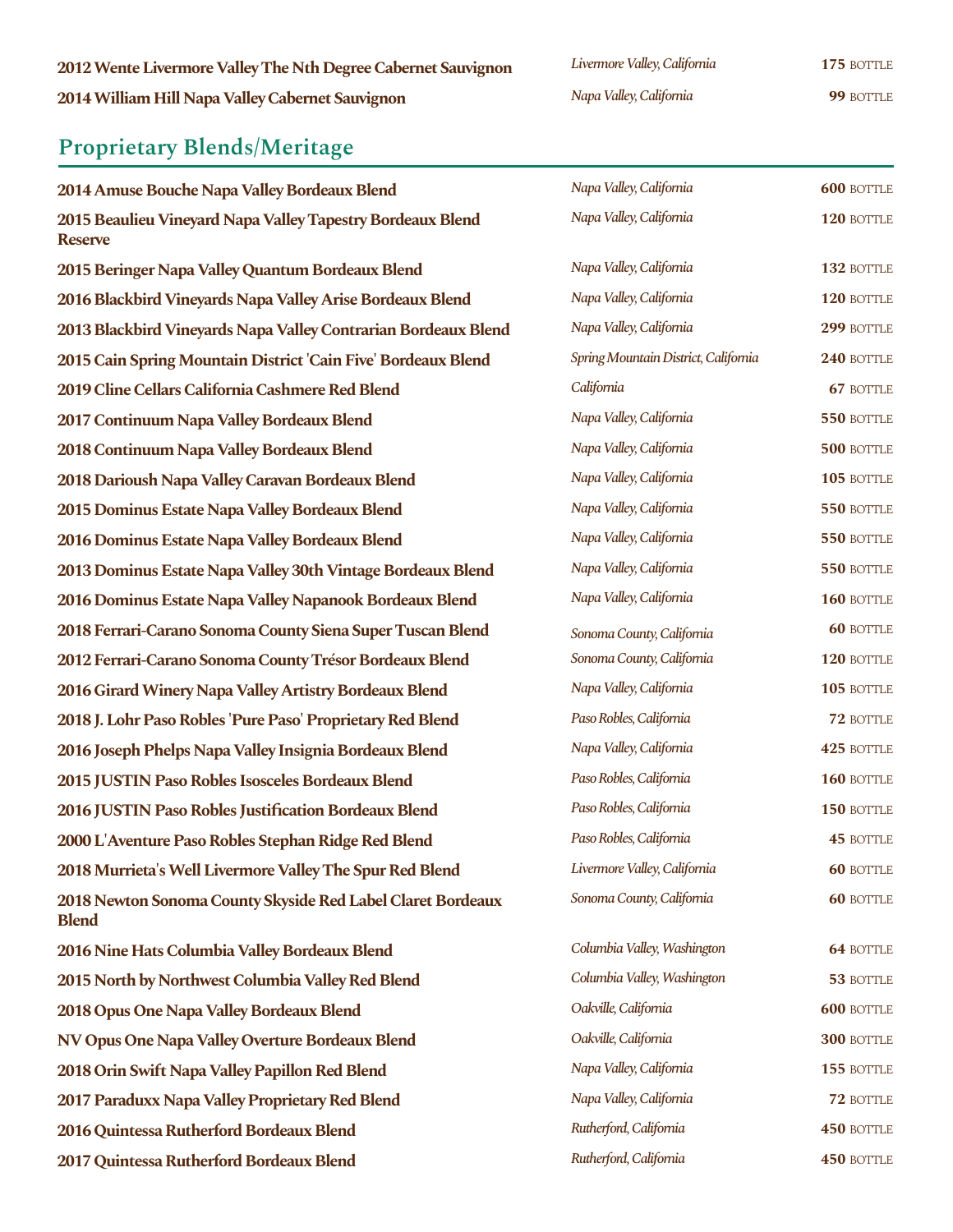| | | |
|---|---|---|
| **2012 Wente Livermore Valley The Nth Degree Cabernet Sauvignon** | *Livermore Valley, California* | **175** BOTTLE |
| **2014 William Hill Napa Valley Cabernet Sauvignon** | *Napa Valley, California* | **99** BOTTLE |

## Proprietary Blends/Meritage

| | | |
|---|---|---|
| **2014 Amuse Bouche Napa Valley Bordeaux Blend** | *Napa Valley, California* | **600** BOTTLE |
| **2015 Beaulieu Vineyard Napa Valley Tapestry Bordeaux Blend Reserve** | *Napa Valley, California* | **120** BOTTLE |
| **2015 Beringer Napa Valley Quantum Bordeaux Blend** | *Napa Valley, California* | **132** BOTTLE |
| **2016 Blackbird Vineyards Napa Valley Arise Bordeaux Blend** | *Napa Valley, California* | **120** BOTTLE |
| **2013 Blackbird Vineyards Napa Valley Contrarian Bordeaux Blend** | *Napa Valley, California* | **299** BOTTLE |
| **2015 Cain Spring Mountain District 'Cain Five' Bordeaux Blend** | *Spring Mountain District, California* | **240** BOTTLE |
| **2019 Cline Cellars California Cashmere Red Blend** | *California* | **67** BOTTLE |
| **2017 Continuum Napa Valley Bordeaux Blend** | *Napa Valley, California* | **550** BOTTLE |
| **2018 Continuum Napa Valley Bordeaux Blend** | *Napa Valley, California* | **500** BOTTLE |
| **2018 Darioush Napa Valley Caravan Bordeaux Blend** | *Napa Valley, California* | **105** BOTTLE |
| **2015 Dominus Estate Napa Valley Bordeaux Blend** | *Napa Valley, California* | **550** BOTTLE |
| **2016 Dominus Estate Napa Valley Bordeaux Blend** | *Napa Valley, California* | **550** BOTTLE |
| **2013 Dominus Estate Napa Valley 30th Vintage Bordeaux Blend** | *Napa Valley, California* | **550** BOTTLE |
| **2016 Dominus Estate Napa Valley Napanook Bordeaux Blend** | *Napa Valley, California* | **160** BOTTLE |
| **2018 Ferrari-Carano Sonoma County Siena Super Tuscan Blend** | *Sonoma County, California* | **60** BOTTLE |
| **2012 Ferrari-Carano Sonoma County Trésor Bordeaux Blend** | *Sonoma County, California* | **120** BOTTLE |
| **2016 Girard Winery Napa Valley Artistry Bordeaux Blend** | *Napa Valley, California* | **105** BOTTLE |
| **2018 J. Lohr Paso Robles 'Pure Paso' Proprietary Red Blend** | *Paso Robles, California* | **72** BOTTLE |
| **2016 Joseph Phelps Napa Valley Insignia Bordeaux Blend** | *Napa Valley, California* | **425** BOTTLE |
| **2015 JUSTIN Paso Robles Isosceles Bordeaux Blend** | *Paso Robles, California* | **160** BOTTLE |
| **2016 JUSTIN Paso Robles Justification Bordeaux Blend** | *Paso Robles, California* | **150** BOTTLE |
| **2000 L'Aventure Paso Robles Stephan Ridge Red Blend** | *Paso Robles, California* | **45** BOTTLE |
| **2018 Murrieta's Well Livermore Valley The Spur Red Blend** | *Livermore Valley, California* | **60** BOTTLE |
| **2018 Newton Sonoma County Skyside Red Label Claret Bordeaux Blend** | *Sonoma County, California* | **60** BOTTLE |
| **2016 Nine Hats Columbia Valley Bordeaux Blend** | *Columbia Valley, Washington* | **64** BOTTLE |
| **2015 North by Northwest Columbia Valley Red Blend** | *Columbia Valley, Washington* | **53** BOTTLE |
| **2018 Opus One Napa Valley Bordeaux Blend** | *Oakville, California* | **600** BOTTLE |
| **NV Opus One Napa Valley Overture Bordeaux Blend** | *Oakville, California* | **300** BOTTLE |
| **2018 Orin Swift Napa Valley Papillon Red Blend** | *Napa Valley, California* | **155** BOTTLE |
| **2017 Paraduxx Napa Valley Proprietary Red Blend** | *Napa Valley, California* | **72** BOTTLE |
| **2016 Quintessa Rutherford Bordeaux Blend** | *Rutherford, California* | **450** BOTTLE |
| **2017 Quintessa Rutherford Bordeaux Blend** | *Rutherford, California* | **450** BOTTLE |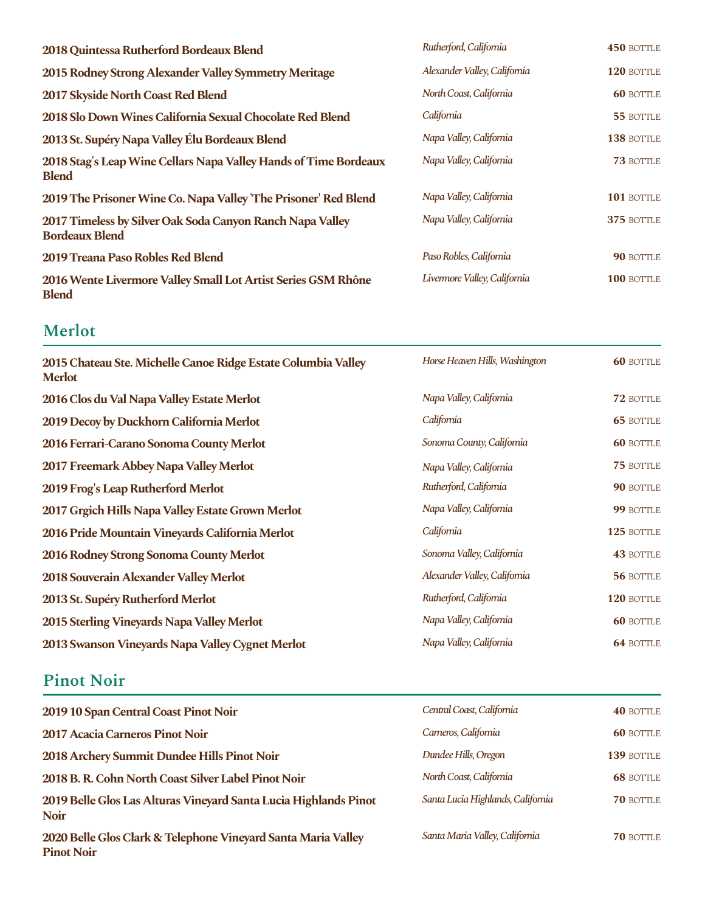| | | |
|---|---|---|
| **2018 Quintessa Rutherford Bordeaux Blend** | *Rutherford, California* | **450** BOTTLE |
| **2015 Rodney Strong Alexander Valley Symmetry Meritage** | *Alexander Valley, California* | **120** BOTTLE |
| **2017 Skyside North Coast Red Blend** | *North Coast, California* | **60** BOTTLE |
| **2018 Slo Down Wines California Sexual Chocolate Red Blend** | *California* | **55** BOTTLE |
| **2013 St. Supéry Napa Valley Élu Bordeaux Blend** | *Napa Valley, California* | **138** BOTTLE |
| **2018 Stag's Leap Wine Cellars Napa Valley Hands of Time Bordeaux Blend** | *Napa Valley, California* | **73** BOTTLE |
| **2019 The Prisoner Wine Co. Napa Valley 'The Prisoner' Red Blend** | *Napa Valley, California* | **101** BOTTLE |
| **2017 Timeless by Silver Oak Soda Canyon Ranch Napa Valley Bordeaux Blend** | *Napa Valley, California* | **375** BOTTLE |
| **2019 Treana Paso Robles Red Blend** | *Paso Robles, California* | **90** BOTTLE |
| **2016 Wente Livermore Valley Small Lot Artist Series GSM Rhône Blend** | *Livermore Valley, California* | **100** BOTTLE |

## Merlot

| | | |
|---|---|---|
| **2015 Chateau Ste. Michelle Canoe Ridge Estate Columbia Valley Merlot** | *Horse Heaven Hills, Washington* | **60** BOTTLE |
| **2016 Clos du Val Napa Valley Estate Merlot** | *Napa Valley, California* | **72** BOTTLE |
| **2019 Decoy by Duckhorn California Merlot** | *California* | **65** BOTTLE |
| **2016 Ferrari-Carano Sonoma County Merlot** | *Sonoma County, California* | **60** BOTTLE |
| **2017 Freemark Abbey Napa Valley Merlot** | *Napa Valley, California* | **75** BOTTLE |
| **2019 Frog's Leap Rutherford Merlot** | *Rutherford, California* | **90** BOTTLE |
| **2017 Grgich Hills Napa Valley Estate Grown Merlot** | *Napa Valley, California* | **99** BOTTLE |
| **2016 Pride Mountain Vineyards California Merlot** | *California* | **125** BOTTLE |
| **2016 Rodney Strong Sonoma County Merlot** | *Sonoma Valley, California* | **43** BOTTLE |
| **2018 Souverain Alexander Valley Merlot** | *Alexander Valley, California* | **56** BOTTLE |
| **2013 St. Supéry Rutherford Merlot** | *Rutherford, California* | **120** BOTTLE |
| **2015 Sterling Vineyards Napa Valley Merlot** | *Napa Valley, California* | **60** BOTTLE |
| **2013 Swanson Vineyards Napa Valley Cygnet Merlot** | *Napa Valley, California* | **64** BOTTLE |

## Pinot Noir

| | | |
|---|---|---|
| **2019 10 Span Central Coast Pinot Noir** | *Central Coast, California* | **40** BOTTLE |
| **2017 Acacia Carneros Pinot Noir** | *Carneros, California* | **60** BOTTLE |
| **2018 Archery Summit Dundee Hills Pinot Noir** | *Dundee Hills, Oregon* | **139** BOTTLE |
| **2018 B. R. Cohn North Coast Silver Label Pinot Noir** | *North Coast, California* | **68** BOTTLE |
| **2019 Belle Glos Las Alturas Vineyard Santa Lucia Highlands Pinot Noir** | *Santa Lucia Highlands, California* | **70** BOTTLE |
| **2020 Belle Glos Clark & Telephone Vineyard Santa Maria Valley Pinot Noir** | *Santa Maria Valley, California* | **70** BOTTLE |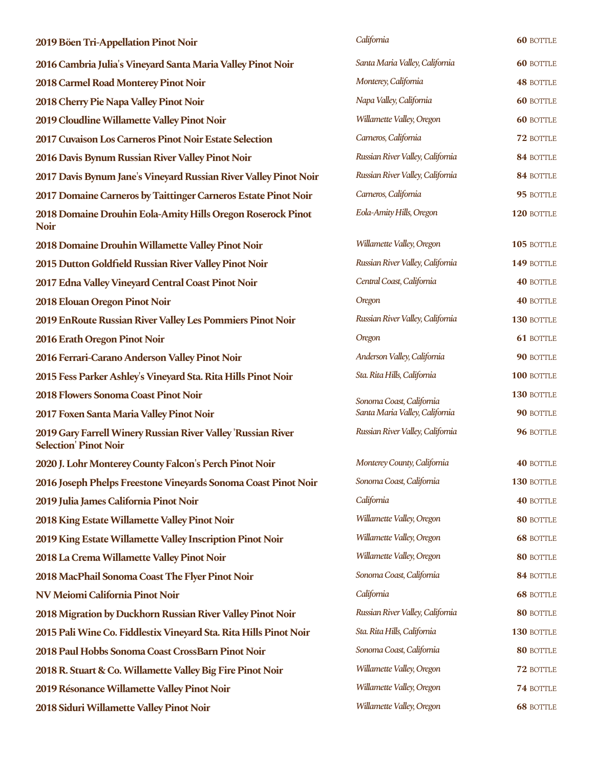| | | |
|---|---|---|
| **2019 Böen Tri-Appellation Pinot Noir** | *California* | **60** BOTTLE |
| **2016 Cambria Julia's Vineyard Santa Maria Valley Pinot Noir** | *Santa Maria Valley, California* | **60** BOTTLE |
| **2018 Carmel Road Monterey Pinot Noir** | *Monterey, California* | **48** BOTTLE |
| **2018 Cherry Pie Napa Valley Pinot Noir** | *Napa Valley, California* | **60** BOTTLE |
| **2019 Cloudline Willamette Valley Pinot Noir** | *Willamette Valley, Oregon* | **60** BOTTLE |
| **2017 Cuvaison Los Carneros Pinot Noir Estate Selection** | *Carneros, California* | **72** BOTTLE |
| **2016 Davis Bynum Russian River Valley Pinot Noir** | *Russian River Valley, California* | **84** BOTTLE |
| **2017 Davis Bynum Jane's Vineyard Russian River Valley Pinot Noir** | *Russian River Valley, California* | **84** BOTTLE |
| **2017 Domaine Carneros by Taittinger Carneros Estate Pinot Noir** | *Carneros, California* | **95** BOTTLE |
| **2018 Domaine Drouhin Eola-Amity Hills Oregon Roserock Pinot Noir** | *Eola-Amity Hills, Oregon* | **120** BOTTLE |
| **2018 Domaine Drouhin Willamette Valley Pinot Noir** | *Willamette Valley, Oregon* | **105** BOTTLE |
| **2015 Dutton Goldfield Russian River Valley Pinot Noir** | *Russian River Valley, California* | **149** BOTTLE |
| **2017 Edna Valley Vineyard Central Coast Pinot Noir** | *Central Coast, California* | **40** BOTTLE |
| **2018 Elouan Oregon Pinot Noir** | *Oregon* | **40** BOTTLE |
| **2019 EnRoute Russian River Valley Les Pommiers Pinot Noir** | *Russian River Valley, California* | **130** BOTTLE |
| **2016 Erath Oregon Pinot Noir** | *Oregon* | **61** BOTTLE |
| **2016 Ferrari-Carano Anderson Valley Pinot Noir** | *Anderson Valley, California* | **90** BOTTLE |
| **2015 Fess Parker Ashley's Vineyard Sta. Rita Hills Pinot Noir** | *Sta. Rita Hills, California* | **100** BOTTLE |
| **2018 Flowers Sonoma Coast Pinot Noir** | *Sonoma Coast, California* | **130** BOTTLE |
| **2017 Foxen Santa Maria Valley Pinot Noir** | *Santa Maria Valley, California* | **90** BOTTLE |
| **2019 Gary Farrell Winery Russian River Valley 'Russian River Selection' Pinot Noir** | *Russian River Valley, California* | **96** BOTTLE |
| **2020 J. Lohr Monterey County Falcon's Perch Pinot Noir** | *Monterey County, California* | **40** BOTTLE |
| **2016 Joseph Phelps Freestone Vineyards Sonoma Coast Pinot Noir** | *Sonoma Coast, California* | **130** BOTTLE |
| **2019 Julia James California Pinot Noir** | *California* | **40** BOTTLE |
| **2018 King Estate Willamette Valley Pinot Noir** | *Willamette Valley, Oregon* | **80** BOTTLE |
| **2019 King Estate Willamette Valley Inscription Pinot Noir** | *Willamette Valley, Oregon* | **68** BOTTLE |
| **2018 La Crema Willamette Valley Pinot Noir** | *Willamette Valley, Oregon* | **80** BOTTLE |
| **2018 MacPhail Sonoma Coast The Flyer Pinot Noir** | *Sonoma Coast, California* | **84** BOTTLE |
| **NV Meiomi California Pinot Noir** | *California* | **68** BOTTLE |
| **2018 Migration by Duckhorn Russian River Valley Pinot Noir** | *Russian River Valley, California* | **80** BOTTLE |
| **2015 Pali Wine Co. Fiddlestix Vineyard Sta. Rita Hills Pinot Noir** | *Sta. Rita Hills, California* | **130** BOTTLE |
| **2018 Paul Hobbs Sonoma Coast CrossBarn Pinot Noir** | *Sonoma Coast, California* | **80** BOTTLE |
| **2018 R. Stuart & Co. Willamette Valley Big Fire Pinot Noir** | *Willamette Valley, Oregon* | **72** BOTTLE |
| **2019 Résonance Willamette Valley Pinot Noir** | *Willamette Valley, Oregon* | **74** BOTTLE |
| **2018 Siduri Willamette Valley Pinot Noir** | *Willamette Valley, Oregon* | **68** BOTTLE |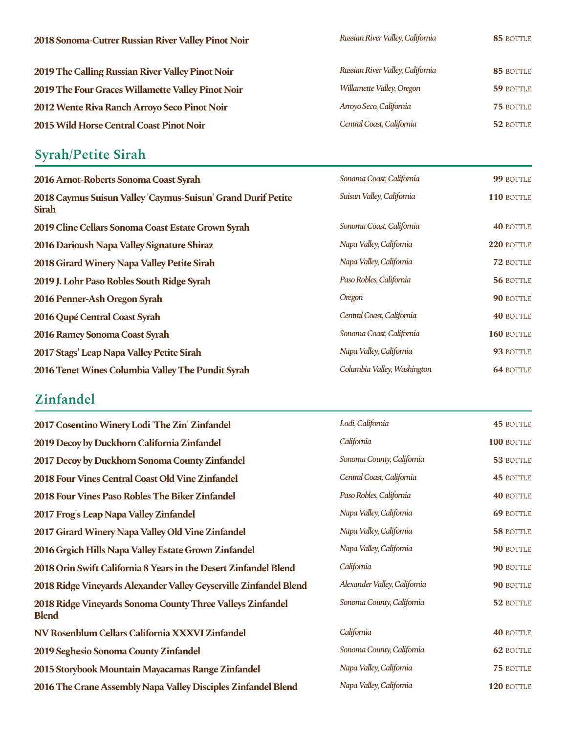| | | |
|---|---|---|
| **2018 Sonoma-Cutrer Russian River Valley Pinot Noir** | *Russian River Valley, California* | **85** BOTTLE |
| **2019 The Calling Russian River Valley Pinot Noir** | *Russian River Valley, California* | **85** BOTTLE |
| **2019 The Four Graces Willamette Valley Pinot Noir** | *Willamette Valley, Oregon* | **59** BOTTLE |
| **2012 Wente Riva Ranch Arroyo Seco Pinot Noir** | *Arroyo Seco, California* | **75** BOTTLE |
| **2015 Wild Horse Central Coast Pinot Noir** | *Central Coast, California* | **52** BOTTLE |

## Syrah/Petite Sirah

| | | |
|---|---|---|
| **2016 Arnot-Roberts Sonoma Coast Syrah** | *Sonoma Coast, California* | **99** BOTTLE |
| **2018 Caymus Suisun Valley 'Caymus-Suisun' Grand Durif Petite Sirah** | *Suisun Valley, California* | **110** BOTTLE |
| **2019 Cline Cellars Sonoma Coast Estate Grown Syrah** | *Sonoma Coast, California* | **40** BOTTLE |
| **2016 Darioush Napa Valley Signature Shiraz** | *Napa Valley, California* | **220** BOTTLE |
| **2018 Girard Winery Napa Valley Petite Sirah** | *Napa Valley, California* | **72** BOTTLE |
| **2019 J. Lohr Paso Robles South Ridge Syrah** | *Paso Robles, California* | **56** BOTTLE |
| **2016 Penner-Ash Oregon Syrah** | *Oregon* | **90** BOTTLE |
| **2016 Qupé Central Coast Syrah** | *Central Coast, California* | **40** BOTTLE |
| **2016 Ramey Sonoma Coast Syrah** | *Sonoma Coast, California* | **160** BOTTLE |
| **2017 Stags' Leap Napa Valley Petite Sirah** | *Napa Valley, California* | **93** BOTTLE |
| **2016 Tenet Wines Columbia Valley The Pundit Syrah** | *Columbia Valley, Washington* | **64** BOTTLE |

## Zinfandel

| | | |
|---|---|---|
| **2017 Cosentino Winery Lodi 'The Zin' Zinfandel** | *Lodi, California* | **45** BOTTLE |
| **2019 Decoy by Duckhorn California Zinfandel** | *California* | **100** BOTTLE |
| **2017 Decoy by Duckhorn Sonoma County Zinfandel** | *Sonoma County, California* | **53** BOTTLE |
| **2018 Four Vines Central Coast Old Vine Zinfandel** | *Central Coast, California* | **45** BOTTLE |
| **2018 Four Vines Paso Robles The Biker Zinfandel** | *Paso Robles, California* | **40** BOTTLE |
| **2017 Frog's Leap Napa Valley Zinfandel** | *Napa Valley, California* | **69** BOTTLE |
| **2017 Girard Winery Napa Valley Old Vine Zinfandel** | *Napa Valley, California* | **58** BOTTLE |
| **2016 Grgich Hills Napa Valley Estate Grown Zinfandel** | *Napa Valley, California* | **90** BOTTLE |
| **2018 Orin Swift California 8 Years in the Desert Zinfandel Blend** | *California* | **90** BOTTLE |
| **2018 Ridge Vineyards Alexander Valley Geyserville Zinfandel Blend** | *Alexander Valley, California* | **90** BOTTLE |
| **2018 Ridge Vineyards Sonoma County Three Valleys Zinfandel Blend** | *Sonoma County, California* | **52** BOTTLE |
| **NV Rosenblum Cellars California XXXVI Zinfandel** | *California* | **40** BOTTLE |
| **2019 Seghesio Sonoma County Zinfandel** | *Sonoma County, California* | **62** BOTTLE |
| **2015 Storybook Mountain Mayacamas Range Zinfandel** | *Napa Valley, California* | **75** BOTTLE |
| **2016 The Crane Assembly Napa Valley Disciples Zinfandel Blend** | *Napa Valley, California* | **120** BOTTLE |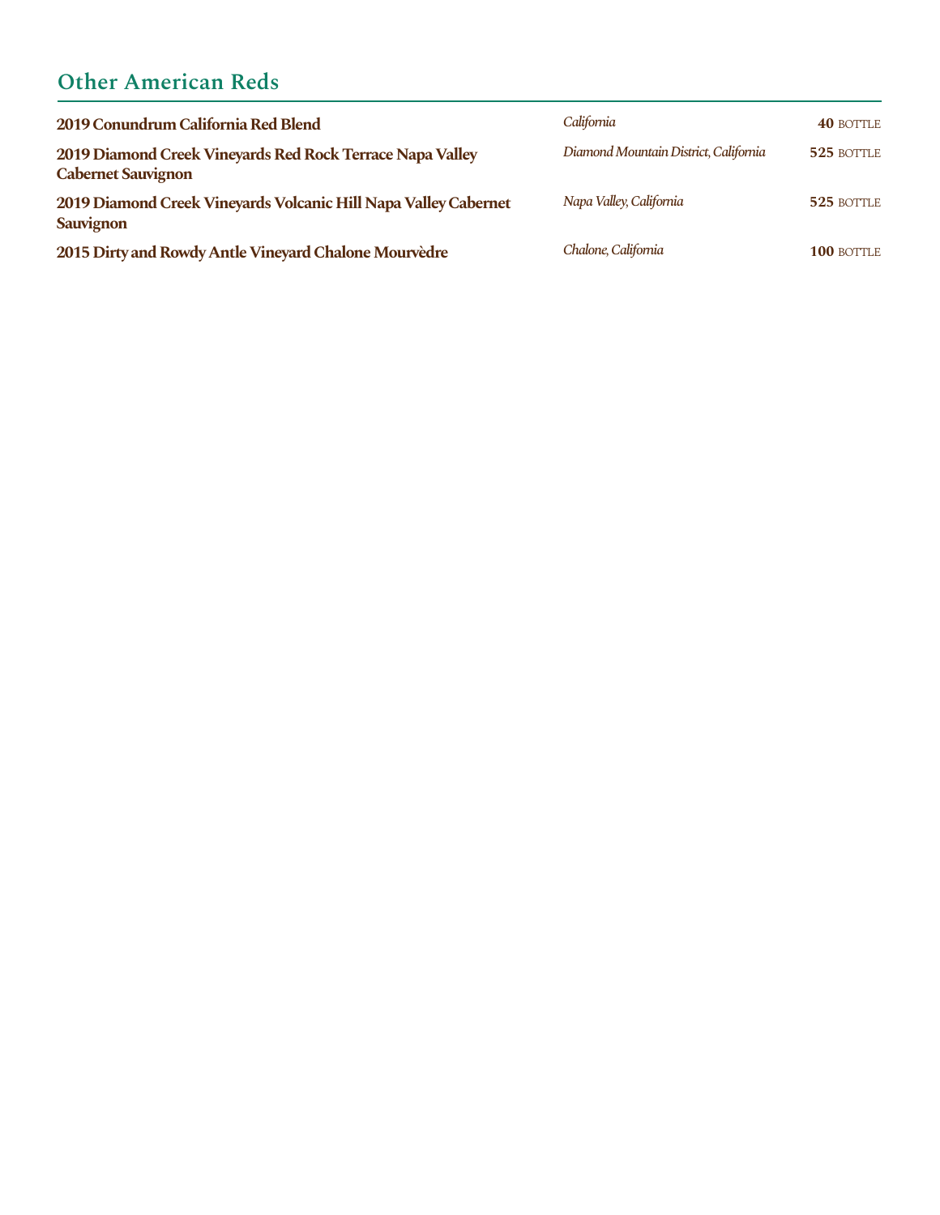## Other American Reds

| Wine | Region | Price |
| --- | --- | --- |
| **2019 Conundrum California Red Blend** | *California* | **40** BOTTLE |
| **2019 Diamond Creek Vineyards Red Rock Terrace Napa Valley Cabernet Sauvignon** | *Diamond Mountain District, California* | **525** BOTTLE |
| **2019 Diamond Creek Vineyards Volcanic Hill Napa Valley Cabernet Sauvignon** | *Napa Valley, California* | **525** BOTTLE |
| **2015 Dirty and Rowdy Antle Vineyard Chalone Mourvèdre** | *Chalone, California* | **100** BOTTLE |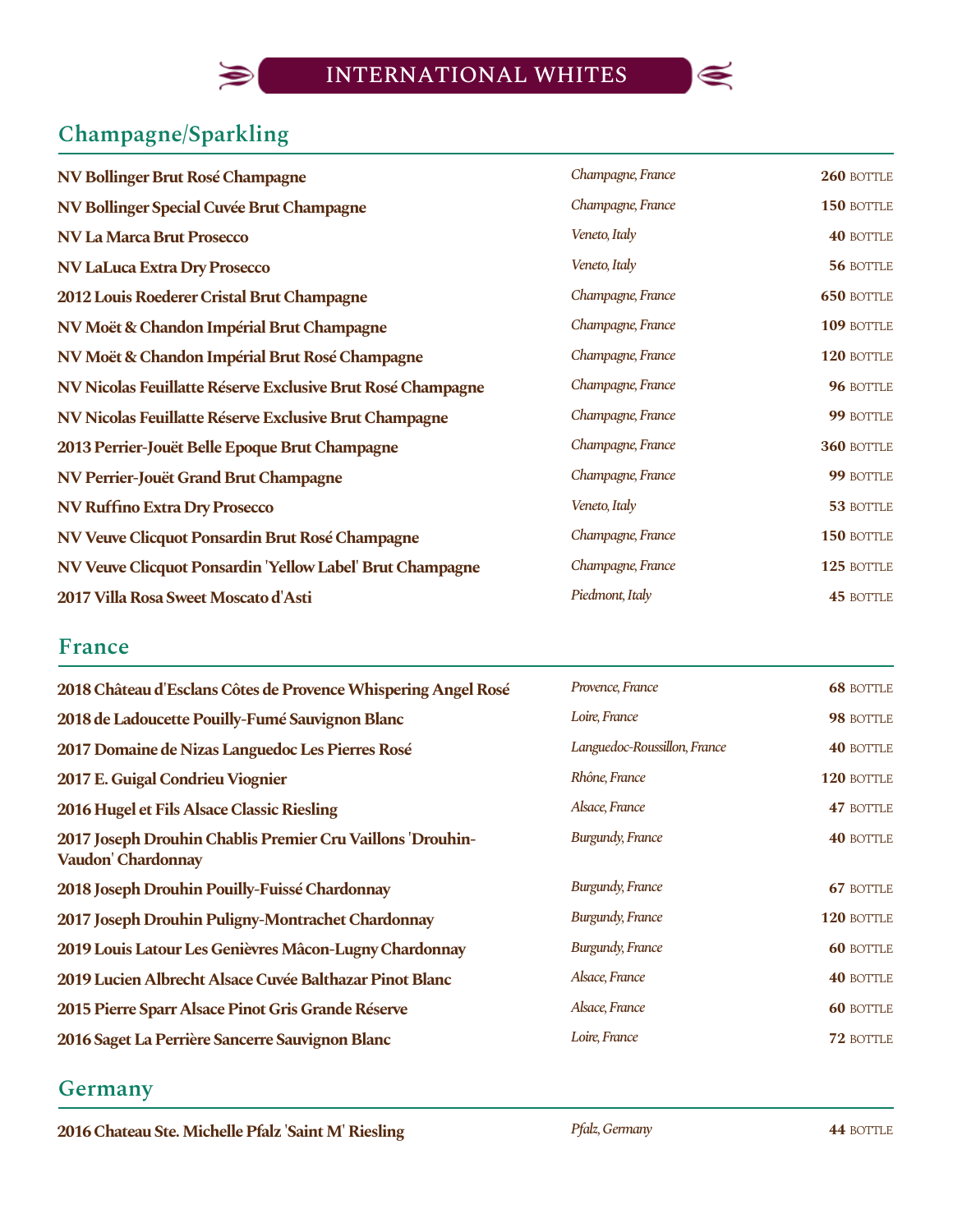# INTERNATIONAL WHITES

## Champagne/Sparkling

| | | |
|---|---|---|
| **NV Bollinger Brut Rosé Champagne** | *Champagne, France* | **260** BOTTLE |
| **NV Bollinger Special Cuvée Brut Champagne** | *Champagne, France* | **150** BOTTLE |
| **NV La Marca Brut Prosecco** | *Veneto, Italy* | **40** BOTTLE |
| **NV LaLuca Extra Dry Prosecco** | *Veneto, Italy* | **56** BOTTLE |
| **2012 Louis Roederer Cristal Brut Champagne** | *Champagne, France* | **650** BOTTLE |
| **NV Moët & Chandon Impérial Brut Champagne** | *Champagne, France* | **109** BOTTLE |
| **NV Moët & Chandon Impérial Brut Rosé Champagne** | *Champagne, France* | **120** BOTTLE |
| **NV Nicolas Feuillatte Réserve Exclusive Brut Rosé Champagne** | *Champagne, France* | **96** BOTTLE |
| **NV Nicolas Feuillatte Réserve Exclusive Brut Champagne** | *Champagne, France* | **99** BOTTLE |
| **2013 Perrier-Jouët Belle Epoque Brut Champagne** | *Champagne, France* | **360** BOTTLE |
| **NV Perrier-Jouët Grand Brut Champagne** | *Champagne, France* | **99** BOTTLE |
| **NV Ruffino Extra Dry Prosecco** | *Veneto, Italy* | **53** BOTTLE |
| **NV Veuve Clicquot Ponsardin Brut Rosé Champagne** | *Champagne, France* | **150** BOTTLE |
| **NV Veuve Clicquot Ponsardin 'Yellow Label' Brut Champagne** | *Champagne, France* | **125** BOTTLE |
| **2017 Villa Rosa Sweet Moscato d'Asti** | *Piedmont, Italy* | **45** BOTTLE |

## France

| | | |
|---|---|---|
| **2018 Château d'Esclans Côtes de Provence Whispering Angel Rosé** | *Provence, France* | **68** BOTTLE |
| **2018 de Ladoucette Pouilly-Fumé Sauvignon Blanc** | *Loire, France* | **98** BOTTLE |
| **2017 Domaine de Nizas Languedoc Les Pierres Rosé** | *Languedoc-Roussillon, France* | **40** BOTTLE |
| **2017 E. Guigal Condrieu Viognier** | *Rhône, France* | **120** BOTTLE |
| **2016 Hugel et Fils Alsace Classic Riesling** | *Alsace, France* | **47** BOTTLE |
| **2017 Joseph Drouhin Chablis Premier Cru Vaillons 'Drouhin-Vaudon' Chardonnay** | *Burgundy, France* | **40** BOTTLE |
| **2018 Joseph Drouhin Pouilly-Fuissé Chardonnay** | *Burgundy, France* | **67** BOTTLE |
| **2017 Joseph Drouhin Puligny-Montrachet Chardonnay** | *Burgundy, France* | **120** BOTTLE |
| **2019 Louis Latour Les Genièvres Mâcon-Lugny Chardonnay** | *Burgundy, France* | **60** BOTTLE |
| **2019 Lucien Albrecht Alsace Cuvée Balthazar Pinot Blanc** | *Alsace, France* | **40** BOTTLE |
| **2015 Pierre Sparr Alsace Pinot Gris Grande Réserve** | *Alsace, France* | **60** BOTTLE |
| **2016 Saget La Perrière Sancerre Sauvignon Blanc** | *Loire, France* | **72** BOTTLE |

## Germany

| | | |
|---|---|---|
| **2016 Chateau Ste. Michelle Pfalz 'Saint M' Riesling** | *Pfalz, Germany* | **44** BOTTLE |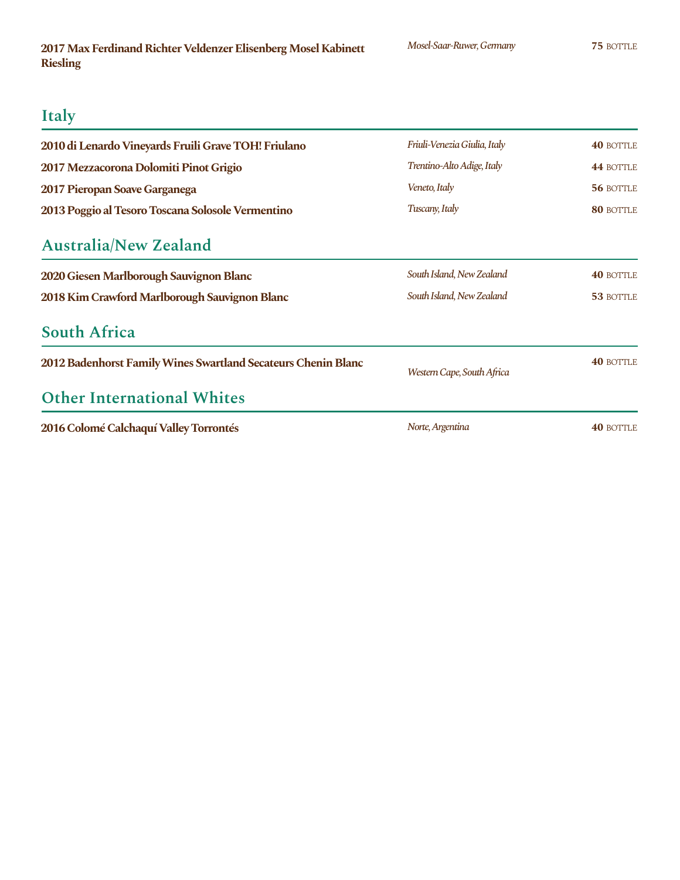| | | |
|---|---|---|
| **2017 Max Ferdinand Richter Veldenzer Elisenberg Mosel Kabinett Riesling** | *Mosel-Saar-Ruwer, Germany* | **75** BOTTLE |

## Italy

| | | |
|---|---|---|
| **2010 di Lenardo Vineyards Fruili Grave TOH! Friulano** | *Friuli-Venezia Giulia, Italy* | **40** BOTTLE |
| **2017 Mezzacorona Dolomiti Pinot Grigio** | *Trentino-Alto Adige, Italy* | **44** BOTTLE |
| **2017 Pieropan Soave Garganega** | *Veneto, Italy* | **56** BOTTLE |
| **2013 Poggio al Tesoro Toscana Solosole Vermentino** | *Tuscany, Italy* | **80** BOTTLE |

## Australia/New Zealand

| | | |
|---|---|---|
| **2020 Giesen Marlborough Sauvignon Blanc** | *South Island, New Zealand* | **40** BOTTLE |
| **2018 Kim Crawford Marlborough Sauvignon Blanc** | *South Island, New Zealand* | **53** BOTTLE |

## South Africa

| | | |
|---|---|---|
| **2012 Badenhorst Family Wines Swartland Secateurs Chenin Blanc** | *Western Cape, South Africa* | **40** BOTTLE |

## Other International Whites

| | | |
|---|---|---|
| **2016 Colomé Calchaquí Valley Torrontés** | *Norte, Argentina* | **40** BOTTLE |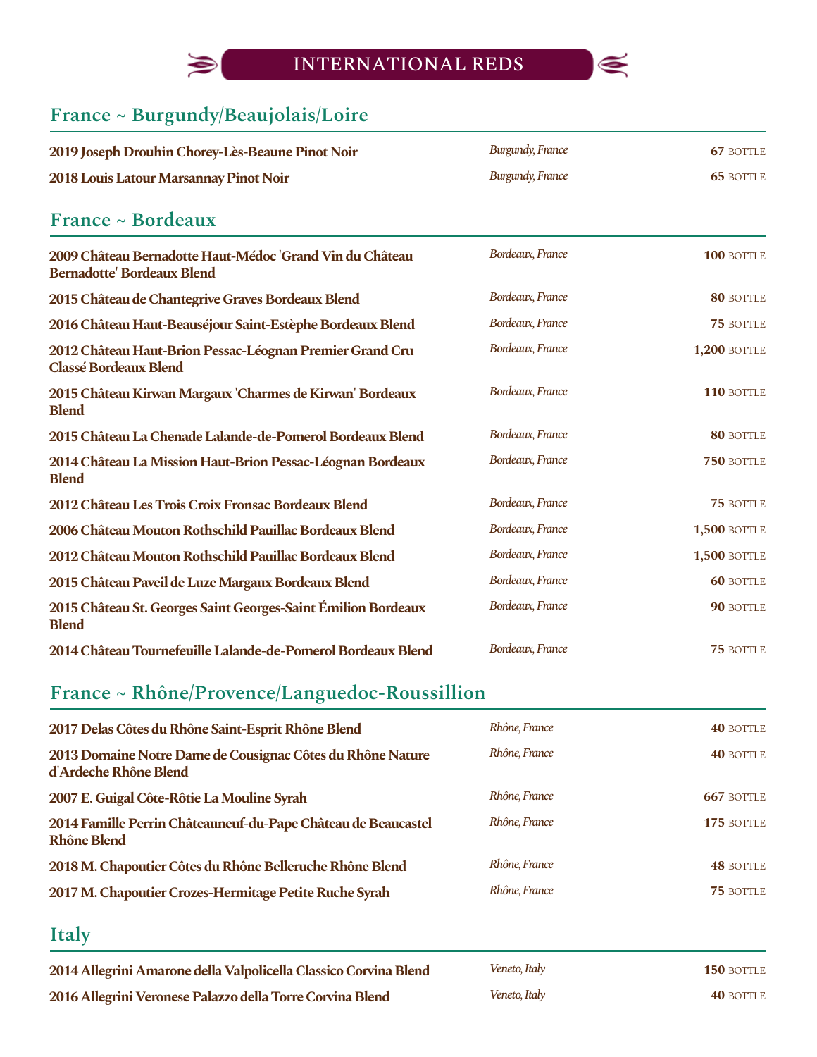# INTERNATIONAL REDS

## France ~ Burgundy/Beaujolais/Loire

| Wine | Region | Price |
|---|---|---|
| **2019 Joseph Drouhin Chorey-Lès-Beaune Pinot Noir** | *Burgundy, France* | **67** BOTTLE |
| **2018 Louis Latour Marsannay Pinot Noir** | *Burgundy, France* | **65** BOTTLE |

## France ~ Bordeaux

| Wine | Region | Price |
|---|---|---|
| **2009 Château Bernadotte Haut-Médoc 'Grand Vin du Château Bernadotte' Bordeaux Blend** | *Bordeaux, France* | **100** BOTTLE |
| **2015 Château de Chantegrive Graves Bordeaux Blend** | *Bordeaux, France* | **80** BOTTLE |
| **2016 Château Haut-Beauséjour Saint-Estèphe Bordeaux Blend** | *Bordeaux, France* | **75** BOTTLE |
| **2012 Château Haut-Brion Pessac-Léognan Premier Grand Cru Classé Bordeaux Blend** | *Bordeaux, France* | **1,200** BOTTLE |
| **2015 Château Kirwan Margaux 'Charmes de Kirwan' Bordeaux Blend** | *Bordeaux, France* | **110** BOTTLE |
| **2015 Château La Chenade Lalande-de-Pomerol Bordeaux Blend** | *Bordeaux, France* | **80** BOTTLE |
| **2014 Château La Mission Haut-Brion Pessac-Léognan Bordeaux Blend** | *Bordeaux, France* | **750** BOTTLE |
| **2012 Château Les Trois Croix Fronsac Bordeaux Blend** | *Bordeaux, France* | **75** BOTTLE |
| **2006 Château Mouton Rothschild Pauillac Bordeaux Blend** | *Bordeaux, France* | **1,500** BOTTLE |
| **2012 Château Mouton Rothschild Pauillac Bordeaux Blend** | *Bordeaux, France* | **1,500** BOTTLE |
| **2015 Château Paveil de Luze Margaux Bordeaux Blend** | *Bordeaux, France* | **60** BOTTLE |
| **2015 Château St. Georges Saint Georges-Saint Émilion Bordeaux Blend** | *Bordeaux, France* | **90** BOTTLE |
| **2014 Château Tournefeuille Lalande-de-Pomerol Bordeaux Blend** | *Bordeaux, France* | **75** BOTTLE |

## France ~ Rhône/Provence/Languedoc-Roussillion

| Wine | Region | Price |
|---|---|---|
| **2017 Delas Côtes du Rhône Saint-Esprit Rhône Blend** | *Rhône, France* | **40** BOTTLE |
| **2013 Domaine Notre Dame de Cousignac Côtes du Rhône Nature d'Ardeche Rhône Blend** | *Rhône, France* | **40** BOTTLE |
| **2007 E. Guigal Côte-Rôtie La Mouline Syrah** | *Rhône, France* | **667** BOTTLE |
| **2014 Famille Perrin Châteauneuf-du-Pape Château de Beaucastel Rhône Blend** | *Rhône, France* | **175** BOTTLE |
| **2018 M. Chapoutier Côtes du Rhône Belleruche Rhône Blend** | *Rhône, France* | **48** BOTTLE |
| **2017 M. Chapoutier Crozes-Hermitage Petite Ruche Syrah** | *Rhône, France* | **75** BOTTLE |

## Italy

| Wine | Region | Price |
|---|---|---|
| **2014 Allegrini Amarone della Valpolicella Classico Corvina Blend** | *Veneto, Italy* | **150** BOTTLE |
| **2016 Allegrini Veronese Palazzo della Torre Corvina Blend** | *Veneto, Italy* | **40** BOTTLE |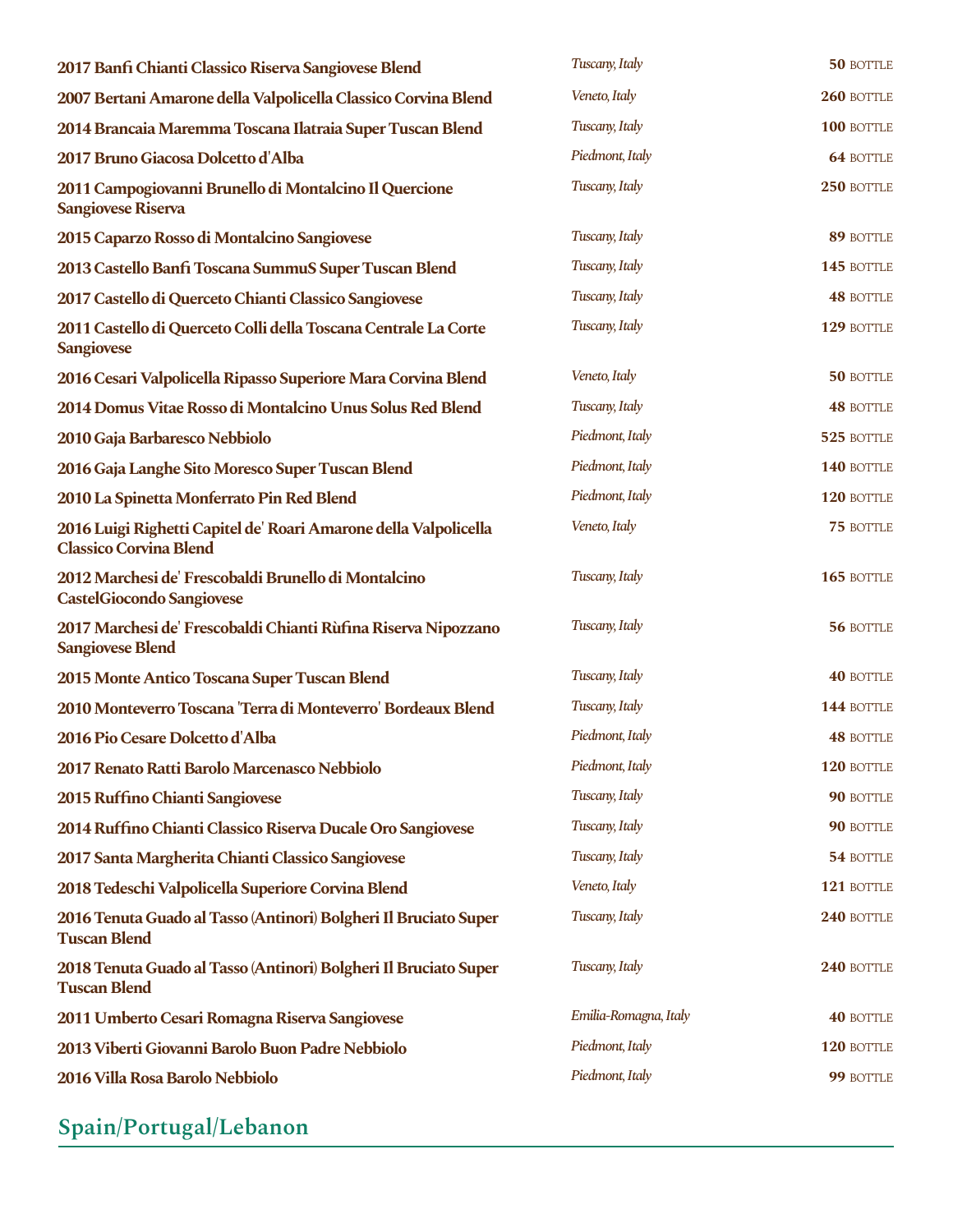| Wine | Region | Price |
|---|---|---|
| **2017 Banfi Chianti Classico Riserva Sangiovese Blend** | *Tuscany, Italy* | **50** BOTTLE |
| **2007 Bertani Amarone della Valpolicella Classico Corvina Blend** | *Veneto, Italy* | **260** BOTTLE |
| **2014 Brancaia Maremma Toscana Ilatraia Super Tuscan Blend** | *Tuscany, Italy* | **100** BOTTLE |
| **2017 Bruno Giacosa Dolcetto d'Alba** | *Piedmont, Italy* | **64** BOTTLE |
| **2011 Campogiovanni Brunello di Montalcino Il Quercione Sangiovese Riserva** | *Tuscany, Italy* | **250** BOTTLE |
| **2015 Caparzo Rosso di Montalcino Sangiovese** | *Tuscany, Italy* | **89** BOTTLE |
| **2013 Castello Banfi Toscana SummuS Super Tuscan Blend** | *Tuscany, Italy* | **145** BOTTLE |
| **2017 Castello di Querceto Chianti Classico Sangiovese** | *Tuscany, Italy* | **48** BOTTLE |
| **2011 Castello di Querceto Colli della Toscana Centrale La Corte Sangiovese** | *Tuscany, Italy* | **129** BOTTLE |
| **2016 Cesari Valpolicella Ripasso Superiore Mara Corvina Blend** | *Veneto, Italy* | **50** BOTTLE |
| **2014 Domus Vitae Rosso di Montalcino Unus Solus Red Blend** | *Tuscany, Italy* | **48** BOTTLE |
| **2010 Gaja Barbaresco Nebbiolo** | *Piedmont, Italy* | **525** BOTTLE |
| **2016 Gaja Langhe Sito Moresco Super Tuscan Blend** | *Piedmont, Italy* | **140** BOTTLE |
| **2010 La Spinetta Monferrato Pin Red Blend** | *Piedmont, Italy* | **120** BOTTLE |
| **2016 Luigi Righetti Capitel de' Roari Amarone della Valpolicella Classico Corvina Blend** | *Veneto, Italy* | **75** BOTTLE |
| **2012 Marchesi de' Frescobaldi Brunello di Montalcino CastelGiocondo Sangiovese** | *Tuscany, Italy* | **165** BOTTLE |
| **2017 Marchesi de' Frescobaldi Chianti Rùfina Riserva Nipozzano Sangiovese Blend** | *Tuscany, Italy* | **56** BOTTLE |
| **2015 Monte Antico Toscana Super Tuscan Blend** | *Tuscany, Italy* | **40** BOTTLE |
| **2010 Monteverro Toscana 'Terra di Monteverro' Bordeaux Blend** | *Tuscany, Italy* | **144** BOTTLE |
| **2016 Pio Cesare Dolcetto d'Alba** | *Piedmont, Italy* | **48** BOTTLE |
| **2017 Renato Ratti Barolo Marcenasco Nebbiolo** | *Piedmont, Italy* | **120** BOTTLE |
| **2015 Ruffino Chianti Sangiovese** | *Tuscany, Italy* | **90** BOTTLE |
| **2014 Ruffino Chianti Classico Riserva Ducale Oro Sangiovese** | *Tuscany, Italy* | **90** BOTTLE |
| **2017 Santa Margherita Chianti Classico Sangiovese** | *Tuscany, Italy* | **54** BOTTLE |
| **2018 Tedeschi Valpolicella Superiore Corvina Blend** | *Veneto, Italy* | **121** BOTTLE |
| **2016 Tenuta Guado al Tasso (Antinori) Bolgheri Il Bruciato Super Tuscan Blend** | *Tuscany, Italy* | **240** BOTTLE |
| **2018 Tenuta Guado al Tasso (Antinori) Bolgheri Il Bruciato Super Tuscan Blend** | *Tuscany, Italy* | **240** BOTTLE |
| **2011 Umberto Cesari Romagna Riserva Sangiovese** | *Emilia-Romagna, Italy* | **40** BOTTLE |
| **2013 Viberti Giovanni Barolo Buon Padre Nebbiolo** | *Piedmont, Italy* | **120** BOTTLE |
| **2016 Villa Rosa Barolo Nebbiolo** | *Piedmont, Italy* | **99** BOTTLE |

## Spain/Portugal/Lebanon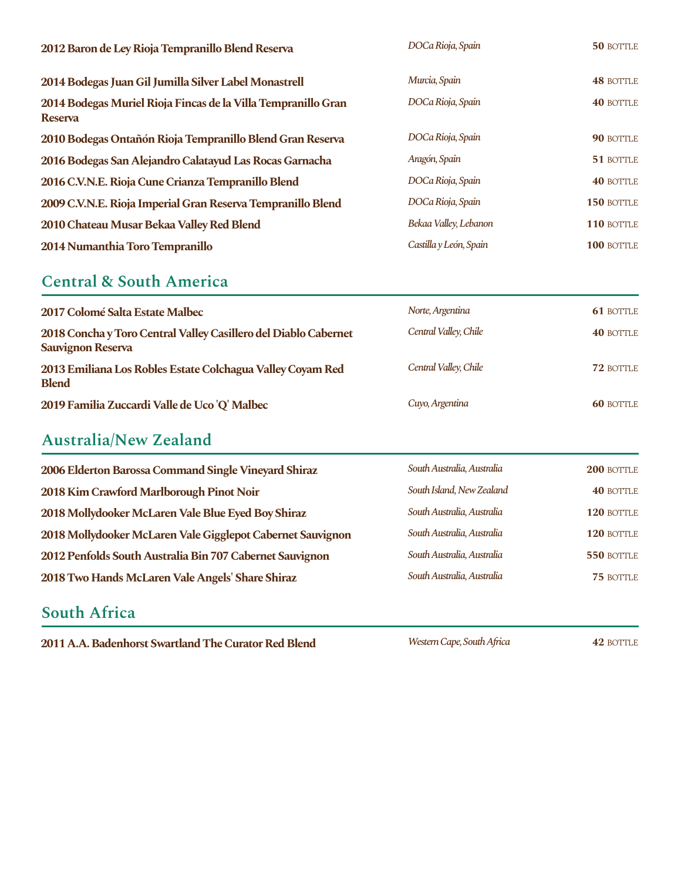| | | |
|---|---|---|
| **2012 Baron de Ley Rioja Tempranillo Blend Reserva** | *DOCa Rioja, Spain* | **50** BOTTLE |
| **2014 Bodegas Juan Gil Jumilla Silver Label Monastrell** | *Murcia, Spain* | **48** BOTTLE |
| **2014 Bodegas Muriel Rioja Fincas de la Villa Tempranillo Gran Reserva** | *DOCa Rioja, Spain* | **40** BOTTLE |
| **2010 Bodegas Ontañón Rioja Tempranillo Blend Gran Reserva** | *DOCa Rioja, Spain* | **90** BOTTLE |
| **2016 Bodegas San Alejandro Calatayud Las Rocas Garnacha** | *Aragón, Spain* | **51** BOTTLE |
| **2016 C.V.N.E. Rioja Cune Crianza Tempranillo Blend** | *DOCa Rioja, Spain* | **40** BOTTLE |
| **2009 C.V.N.E. Rioja Imperial Gran Reserva Tempranillo Blend** | *DOCa Rioja, Spain* | **150** BOTTLE |
| **2010 Chateau Musar Bekaa Valley Red Blend** | *Bekaa Valley, Lebanon* | **110** BOTTLE |
| **2014 Numanthia Toro Tempranillo** | *Castilla y León, Spain* | **100** BOTTLE |

## Central & South America

| | | |
|---|---|---|
| **2017 Colomé Salta Estate Malbec** | *Norte, Argentina* | **61** BOTTLE |
| **2018 Concha y Toro Central Valley Casillero del Diablo Cabernet Sauvignon Reserva** | *Central Valley, Chile* | **40** BOTTLE |
| **2013 Emiliana Los Robles Estate Colchagua Valley Coyam Red Blend** | *Central Valley, Chile* | **72** BOTTLE |
| **2019 Familia Zuccardi Valle de Uco 'Q' Malbec** | *Cuyo, Argentina* | **60** BOTTLE |

## Australia/New Zealand

| | | |
|---|---|---|
| **2006 Elderton Barossa Command Single Vineyard Shiraz** | *South Australia, Australia* | **200** BOTTLE |
| **2018 Kim Crawford Marlborough Pinot Noir** | *South Island, New Zealand* | **40** BOTTLE |
| **2018 Mollydooker McLaren Vale Blue Eyed Boy Shiraz** | *South Australia, Australia* | **120** BOTTLE |
| **2018 Mollydooker McLaren Vale Gigglepot Cabernet Sauvignon** | *South Australia, Australia* | **120** BOTTLE |
| **2012 Penfolds South Australia Bin 707 Cabernet Sauvignon** | *South Australia, Australia* | **550** BOTTLE |
| **2018 Two Hands McLaren Vale Angels' Share Shiraz** | *South Australia, Australia* | **75** BOTTLE |

## South Africa

| | | |
|---|---|---|
| **2011 A.A. Badenhorst Swartland The Curator Red Blend** | *Western Cape, South Africa* | **42** BOTTLE |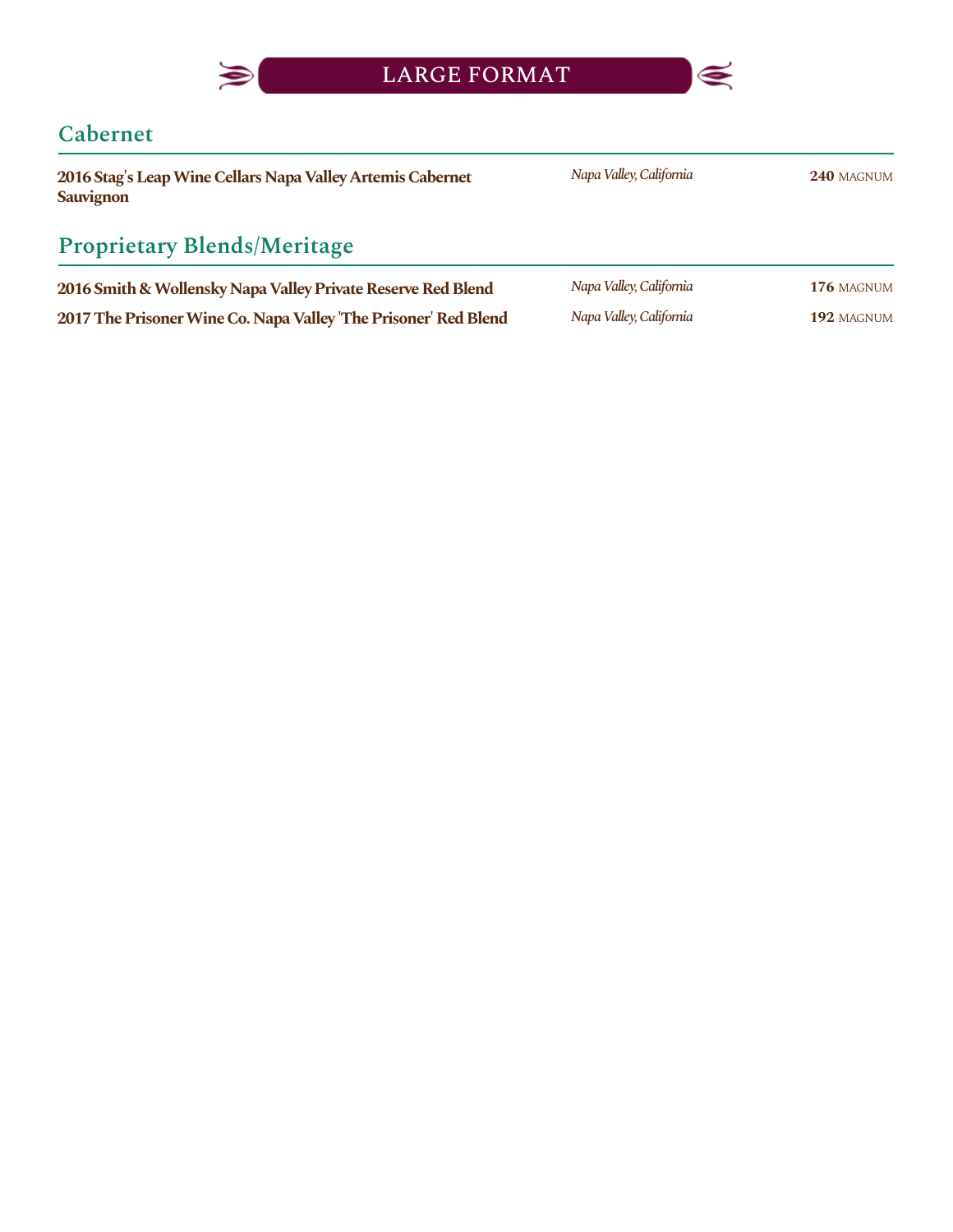# LARGE FORMAT

## Cabernet

| Wine | Region | Price |
|---|---|---|
| **2016 Stag's Leap Wine Cellars Napa Valley Artemis Cabernet Sauvignon** | *Napa Valley, California* | **240** MAGNUM |

## Proprietary Blends/Meritage

| Wine | Region | Price |
|---|---|---|
| **2016 Smith & Wollensky Napa Valley Private Reserve Red Blend** | *Napa Valley, California* | **176** MAGNUM |
| **2017 The Prisoner Wine Co. Napa Valley 'The Prisoner' Red Blend** | *Napa Valley, California* | **192** MAGNUM |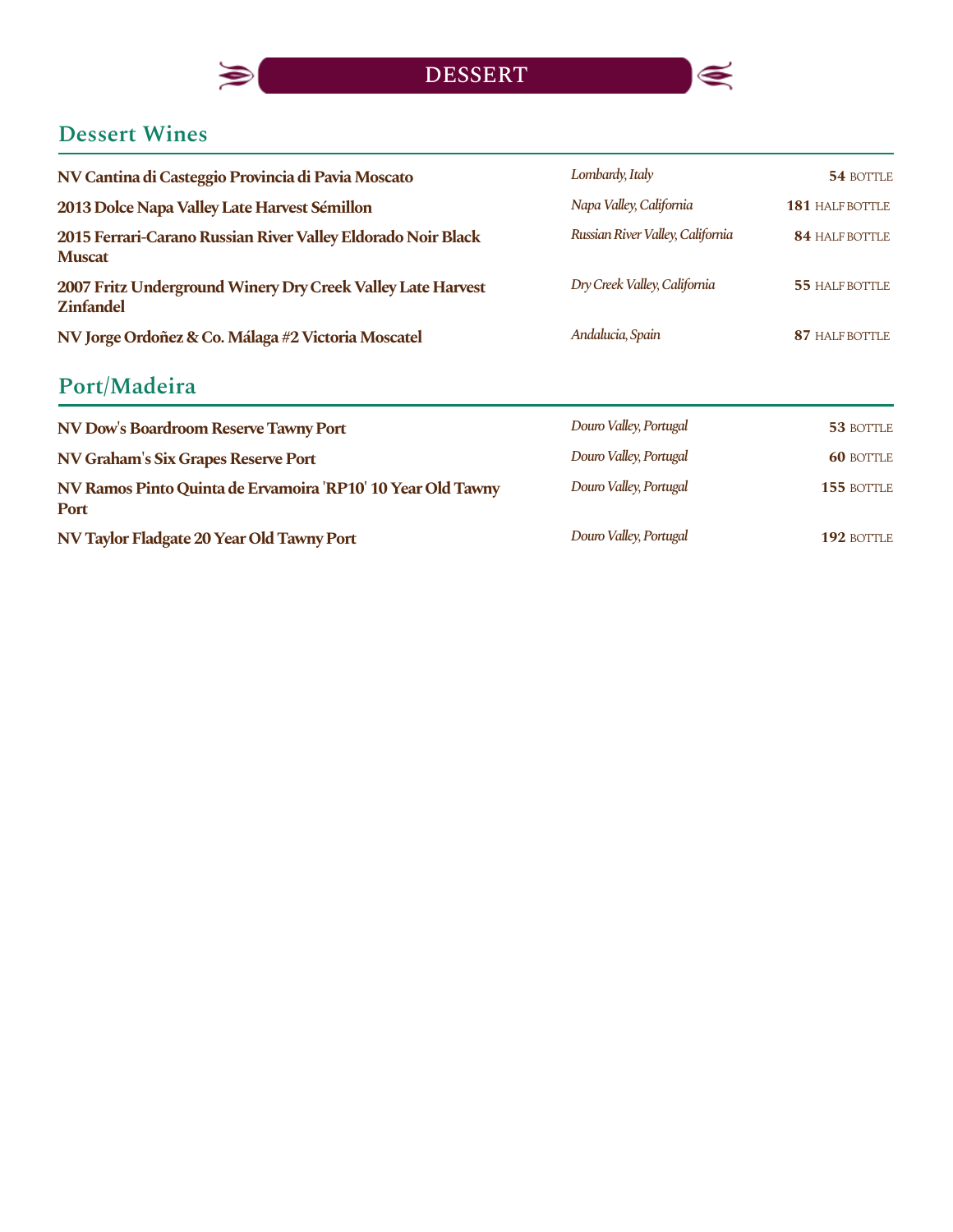# DESSERT

## Dessert Wines

| | | |
|---|---|---|
| **NV Cantina di Casteggio Provincia di Pavia Moscato** | *Lombardy, Italy* | **54** BOTTLE |
| **2013 Dolce Napa Valley Late Harvest Sémillon** | *Napa Valley, California* | **181** HALF BOTTLE |
| **2015 Ferrari-Carano Russian River Valley Eldorado Noir Black Muscat** | *Russian River Valley, California* | **84** HALF BOTTLE |
| **2007 Fritz Underground Winery Dry Creek Valley Late Harvest Zinfandel** | *Dry Creek Valley, California* | **55** HALF BOTTLE |
| **NV Jorge Ordoñez & Co. Málaga #2 Victoria Moscatel** | *Andalucia, Spain* | **87** HALF BOTTLE |

## Port/Madeira

| | | |
|---|---|---|
| **NV Dow's Boardroom Reserve Tawny Port** | *Douro Valley, Portugal* | **53** BOTTLE |
| **NV Graham's Six Grapes Reserve Port** | *Douro Valley, Portugal* | **60** BOTTLE |
| **NV Ramos Pinto Quinta de Ervamoira 'RP10' 10 Year Old Tawny Port** | *Douro Valley, Portugal* | **155** BOTTLE |
| **NV Taylor Fladgate 20 Year Old Tawny Port** | *Douro Valley, Portugal* | **192** BOTTLE |